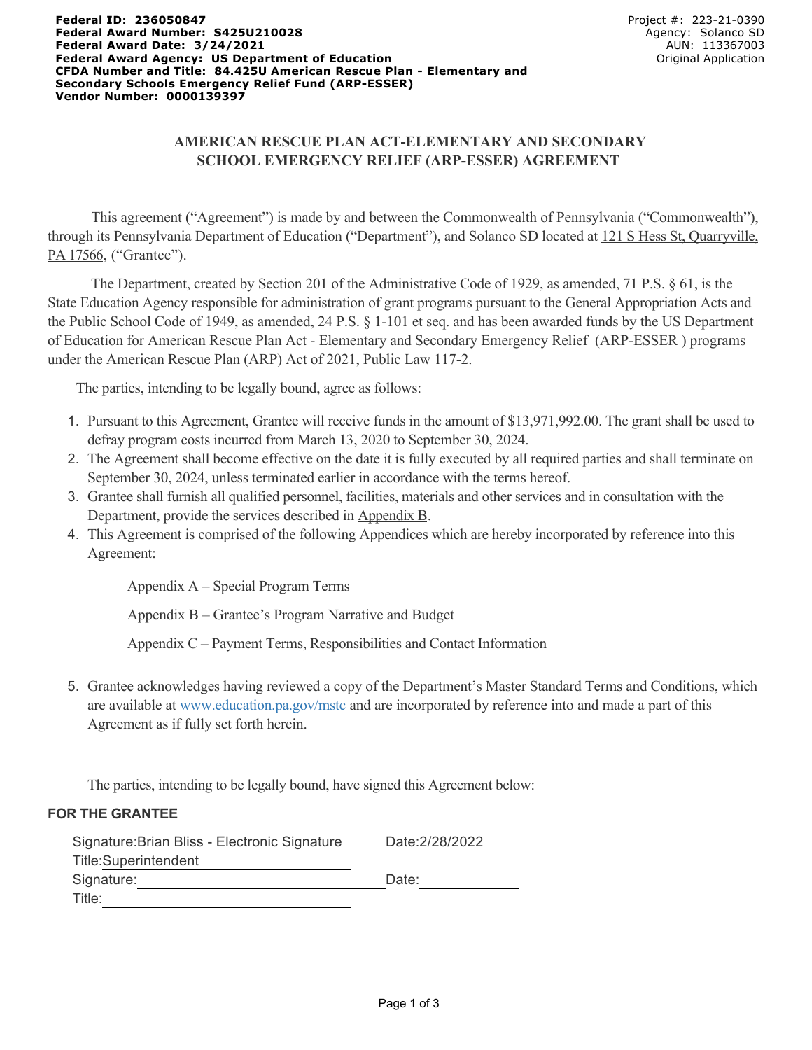**Federal ID: 236050847**
**Federal Award Number: S425U210028**
**Federal Award Date: 3/24/2021**
**Federal Award Agency: US Department of Education**
**CFDA Number and Title: 84.425U American Rescue Plan - Elementary and Secondary Schools Emergency Relief Fund (ARP-ESSER)**
**Vendor Number: 0000139397**

Project #: 223-21-0390
Agency: Solanco SD
AUN: 113367003
Original Application

# AMERICAN RESCUE PLAN ACT-ELEMENTARY AND SECONDARY SCHOOL EMERGENCY RELIEF (ARP-ESSER) AGREEMENT

This agreement ("Agreement") is made by and between the Commonwealth of Pennsylvania ("Commonwealth"), through its Pennsylvania Department of Education ("Department"), and Solanco SD located at 121 S Hess St, Quarryville, PA 17566, ("Grantee").

The Department, created by Section 201 of the Administrative Code of 1929, as amended, 71 P.S. § 61, is the State Education Agency responsible for administration of grant programs pursuant to the General Appropriation Acts and the Public School Code of 1949, as amended, 24 P.S. § 1-101 et seq. and has been awarded funds by the US Department of Education for American Rescue Plan Act - Elementary and Secondary Emergency Relief (ARP-ESSER ) programs under the American Rescue Plan (ARP) Act of 2021, Public Law 117-2.

The parties, intending to be legally bound, agree as follows:

1. Pursuant to this Agreement, Grantee will receive funds in the amount of $13,971,992.00. The grant shall be used to defray program costs incurred from March 13, 2020 to September 30, 2024.
2. The Agreement shall become effective on the date it is fully executed by all required parties and shall terminate on September 30, 2024, unless terminated earlier in accordance with the terms hereof.
3. Grantee shall furnish all qualified personnel, facilities, materials and other services and in consultation with the Department, provide the services described in Appendix B.
4. This Agreement is comprised of the following Appendices which are hereby incorporated by reference into this Agreement:

   Appendix A – Special Program Terms

   Appendix B – Grantee's Program Narrative and Budget

   Appendix C – Payment Terms, Responsibilities and Contact Information

5. Grantee acknowledges having reviewed a copy of the Department's Master Standard Terms and Conditions, which are available at www.education.pa.gov/mstc and are incorporated by reference into and made a part of this Agreement as if fully set forth herein.

The parties, intending to be legally bound, have signed this Agreement below:

**FOR THE GRANTEE**

Signature: Brian Bliss - Electronic Signature    Date: 2/28/2022
Title: Superintendent
Signature: ____________________    Date: __________
Title: ____________________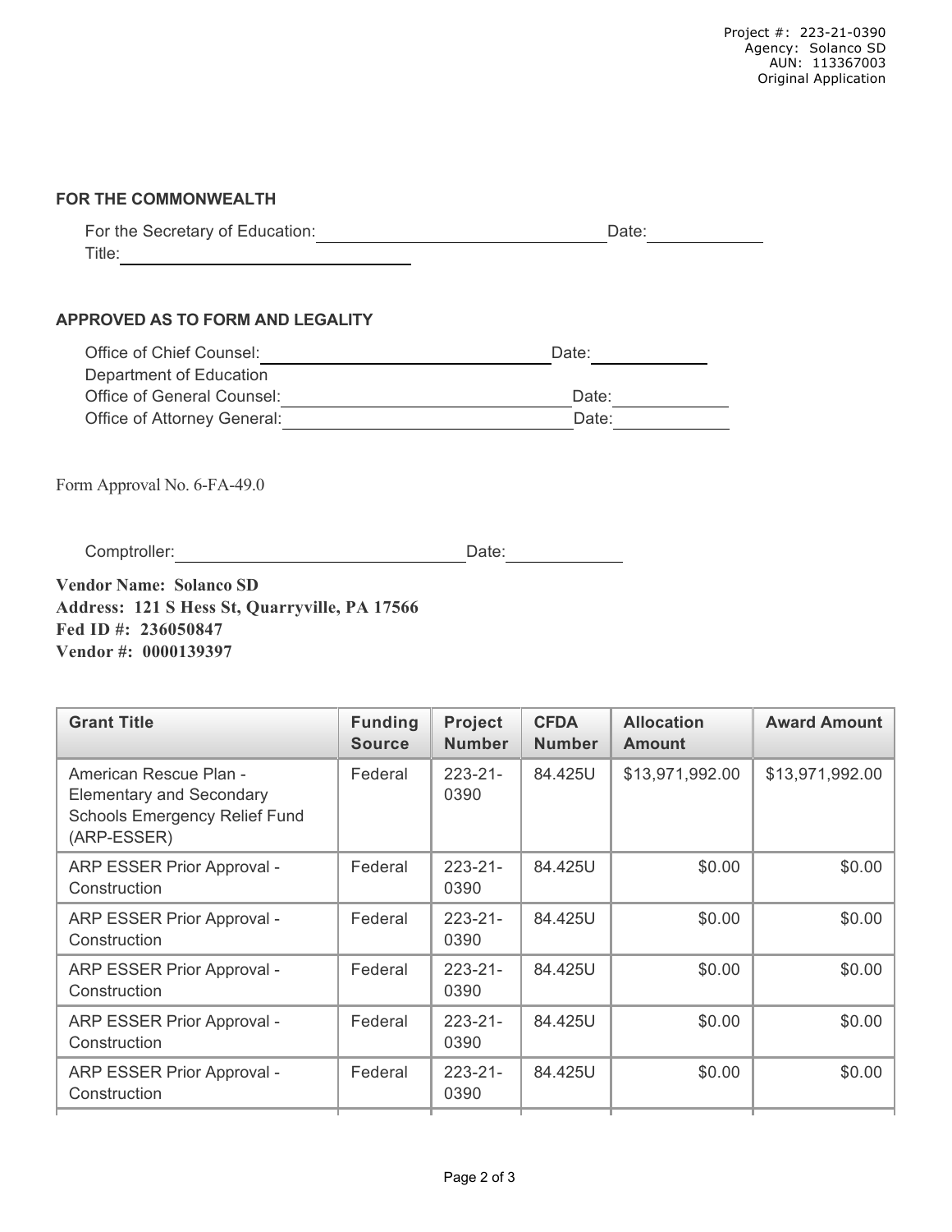Project #: 223-21-0390
Agency: Solanco SD
AUN: 113367003
Original Application

**FOR THE COMMONWEALTH**

For the Secretary of Education: ______________________________ Date: ____________
Title: ______________________________

**APPROVED AS TO FORM AND LEGALITY**

Office of Chief Counsel: ______________________________ Date: ____________
Department of Education
Office of General Counsel: ______________________________ Date: ____________
Office of Attorney General: ______________________________ Date: ____________

Form Approval No. 6-FA-49.0

Comptroller: ______________________________ Date: ____________

**Vendor Name: Solanco SD**
**Address: 121 S Hess St, Quarryville, PA 17566**
**Fed ID #: 236050847**
**Vendor #: 0000139397**

| Grant Title | Funding Source | Project Number | CFDA Number | Allocation Amount | Award Amount |
|---|---|---|---|---|---|
| American Rescue Plan - Elementary and Secondary Schools Emergency Relief Fund (ARP-ESSER) | Federal | 223-21-0390 | 84.425U | $13,971,992.00 | $13,971,992.00 |
| ARP ESSER Prior Approval - Construction | Federal | 223-21-0390 | 84.425U | $0.00 | $0.00 |
| ARP ESSER Prior Approval - Construction | Federal | 223-21-0390 | 84.425U | $0.00 | $0.00 |
| ARP ESSER Prior Approval - Construction | Federal | 223-21-0390 | 84.425U | $0.00 | $0.00 |
| ARP ESSER Prior Approval - Construction | Federal | 223-21-0390 | 84.425U | $0.00 | $0.00 |
| ARP ESSER Prior Approval - Construction | Federal | 223-21-0390 | 84.425U | $0.00 | $0.00 |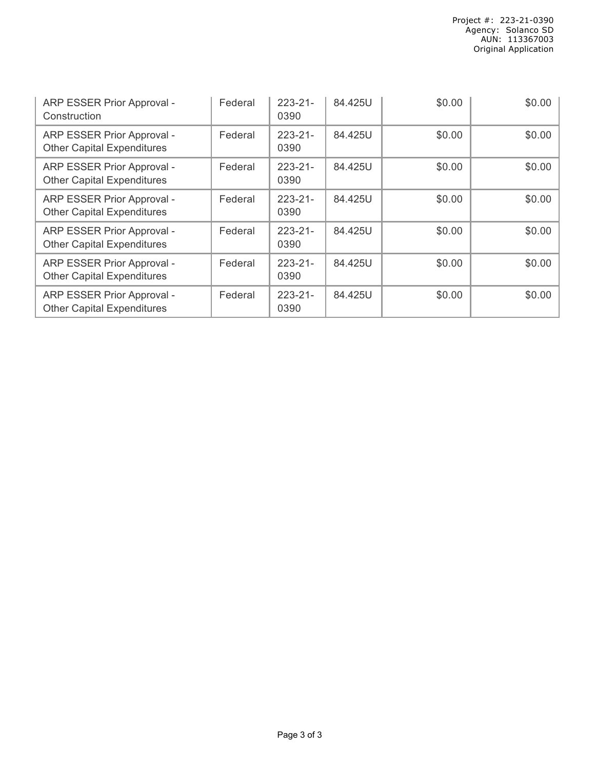| | | | | | |
|---|---|---|---|---|---|
| ARP ESSER Prior Approval - Construction | Federal | 223-21-0390 | 84.425U | $0.00 | $0.00 |
| ARP ESSER Prior Approval - Other Capital Expenditures | Federal | 223-21-0390 | 84.425U | $0.00 | $0.00 |
| ARP ESSER Prior Approval - Other Capital Expenditures | Federal | 223-21-0390 | 84.425U | $0.00 | $0.00 |
| ARP ESSER Prior Approval - Other Capital Expenditures | Federal | 223-21-0390 | 84.425U | $0.00 | $0.00 |
| ARP ESSER Prior Approval - Other Capital Expenditures | Federal | 223-21-0390 | 84.425U | $0.00 | $0.00 |
| ARP ESSER Prior Approval - Other Capital Expenditures | Federal | 223-21-0390 | 84.425U | $0.00 | $0.00 |
| ARP ESSER Prior Approval - Other Capital Expenditures | Federal | 223-21-0390 | 84.425U | $0.00 | $0.00 |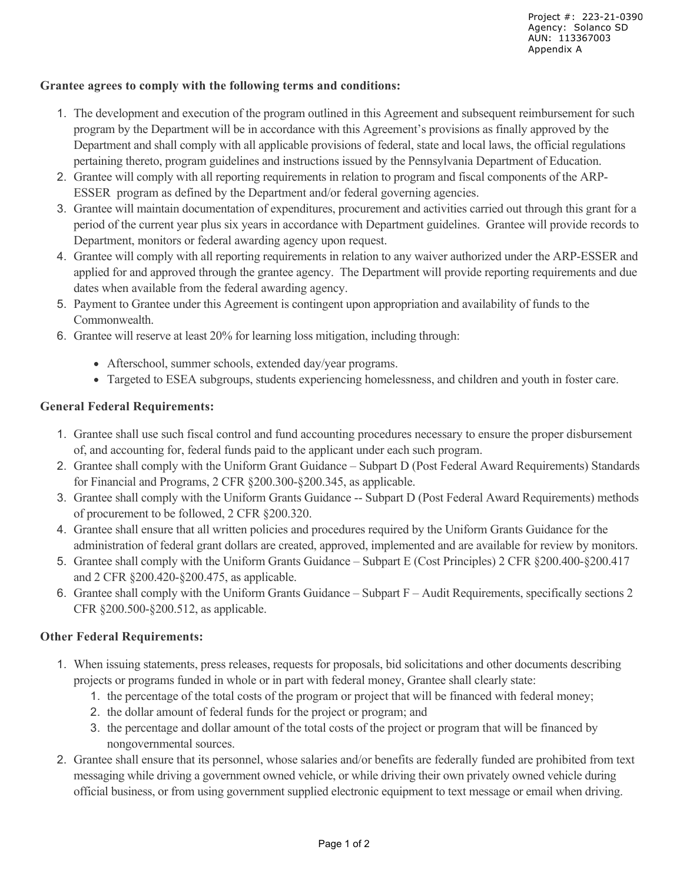Project #: 223-21-0390
Agency: Solanco SD
AUN: 113367003
Appendix A

**Grantee agrees to comply with the following terms and conditions:**

1. The development and execution of the program outlined in this Agreement and subsequent reimbursement for such program by the Department will be in accordance with this Agreement's provisions as finally approved by the Department and shall comply with all applicable provisions of federal, state and local laws, the official regulations pertaining thereto, program guidelines and instructions issued by the Pennsylvania Department of Education.
2. Grantee will comply with all reporting requirements in relation to program and fiscal components of the ARP-ESSER program as defined by the Department and/or federal governing agencies.
3. Grantee will maintain documentation of expenditures, procurement and activities carried out through this grant for a period of the current year plus six years in accordance with Department guidelines. Grantee will provide records to Department, monitors or federal awarding agency upon request.
4. Grantee will comply with all reporting requirements in relation to any waiver authorized under the ARP-ESSER and applied for and approved through the grantee agency. The Department will provide reporting requirements and due dates when available from the federal awarding agency.
5. Payment to Grantee under this Agreement is contingent upon appropriation and availability of funds to the Commonwealth.
6. Grantee will reserve at least 20% for learning loss mitigation, including through:
   - Afterschool, summer schools, extended day/year programs.
   - Targeted to ESEA subgroups, students experiencing homelessness, and children and youth in foster care.

**General Federal Requirements:**

1. Grantee shall use such fiscal control and fund accounting procedures necessary to ensure the proper disbursement of, and accounting for, federal funds paid to the applicant under each such program.
2. Grantee shall comply with the Uniform Grant Guidance – Subpart D (Post Federal Award Requirements) Standards for Financial and Programs, 2 CFR §200.300-§200.345, as applicable.
3. Grantee shall comply with the Uniform Grants Guidance -- Subpart D (Post Federal Award Requirements) methods of procurement to be followed, 2 CFR §200.320.
4. Grantee shall ensure that all written policies and procedures required by the Uniform Grants Guidance for the administration of federal grant dollars are created, approved, implemented and are available for review by monitors.
5. Grantee shall comply with the Uniform Grants Guidance – Subpart E (Cost Principles) 2 CFR §200.400-§200.417 and 2 CFR §200.420-§200.475, as applicable.
6. Grantee shall comply with the Uniform Grants Guidance – Subpart F – Audit Requirements, specifically sections 2 CFR §200.500-§200.512, as applicable.

**Other Federal Requirements:**

1. When issuing statements, press releases, requests for proposals, bid solicitations and other documents describing projects or programs funded in whole or in part with federal money, Grantee shall clearly state:
   1. the percentage of the total costs of the program or project that will be financed with federal money;
   2. the dollar amount of federal funds for the project or program; and
   3. the percentage and dollar amount of the total costs of the project or program that will be financed by nongovernmental sources.
2. Grantee shall ensure that its personnel, whose salaries and/or benefits are federally funded are prohibited from text messaging while driving a government owned vehicle, or while driving their own privately owned vehicle during official business, or from using government supplied electronic equipment to text message or email when driving.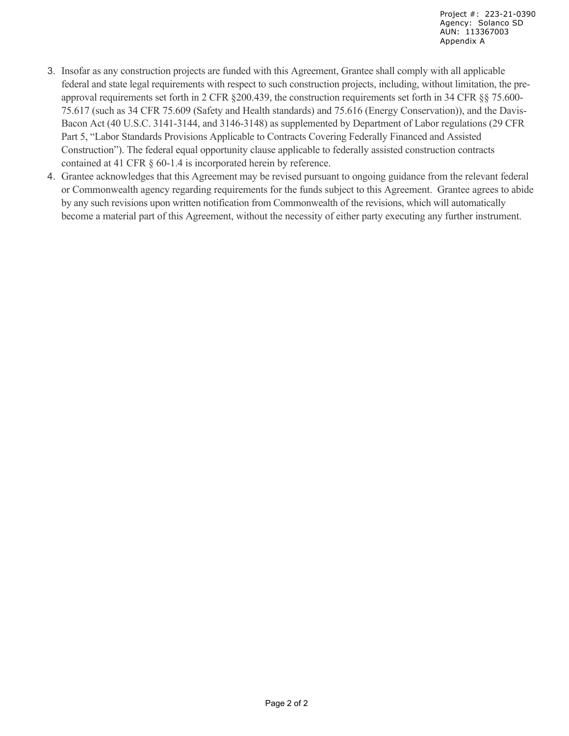3. Insofar as any construction projects are funded with this Agreement, Grantee shall comply with all applicable federal and state legal requirements with respect to such construction projects, including, without limitation, the pre-approval requirements set forth in 2 CFR §200.439, the construction requirements set forth in 34 CFR §§ 75.600-75.617 (such as 34 CFR 75.609 (Safety and Health standards) and 75.616 (Energy Conservation)), and the Davis-Bacon Act (40 U.S.C. 3141-3144, and 3146-3148) as supplemented by Department of Labor regulations (29 CFR Part 5, "Labor Standards Provisions Applicable to Contracts Covering Federally Financed and Assisted Construction"). The federal equal opportunity clause applicable to federally assisted construction contracts contained at 41 CFR § 60-1.4 is incorporated herein by reference.
4. Grantee acknowledges that this Agreement may be revised pursuant to ongoing guidance from the relevant federal or Commonwealth agency regarding requirements for the funds subject to this Agreement. Grantee agrees to abide by any such revisions upon written notification from Commonwealth of the revisions, which will automatically become a material part of this Agreement, without the necessity of either party executing any further instrument.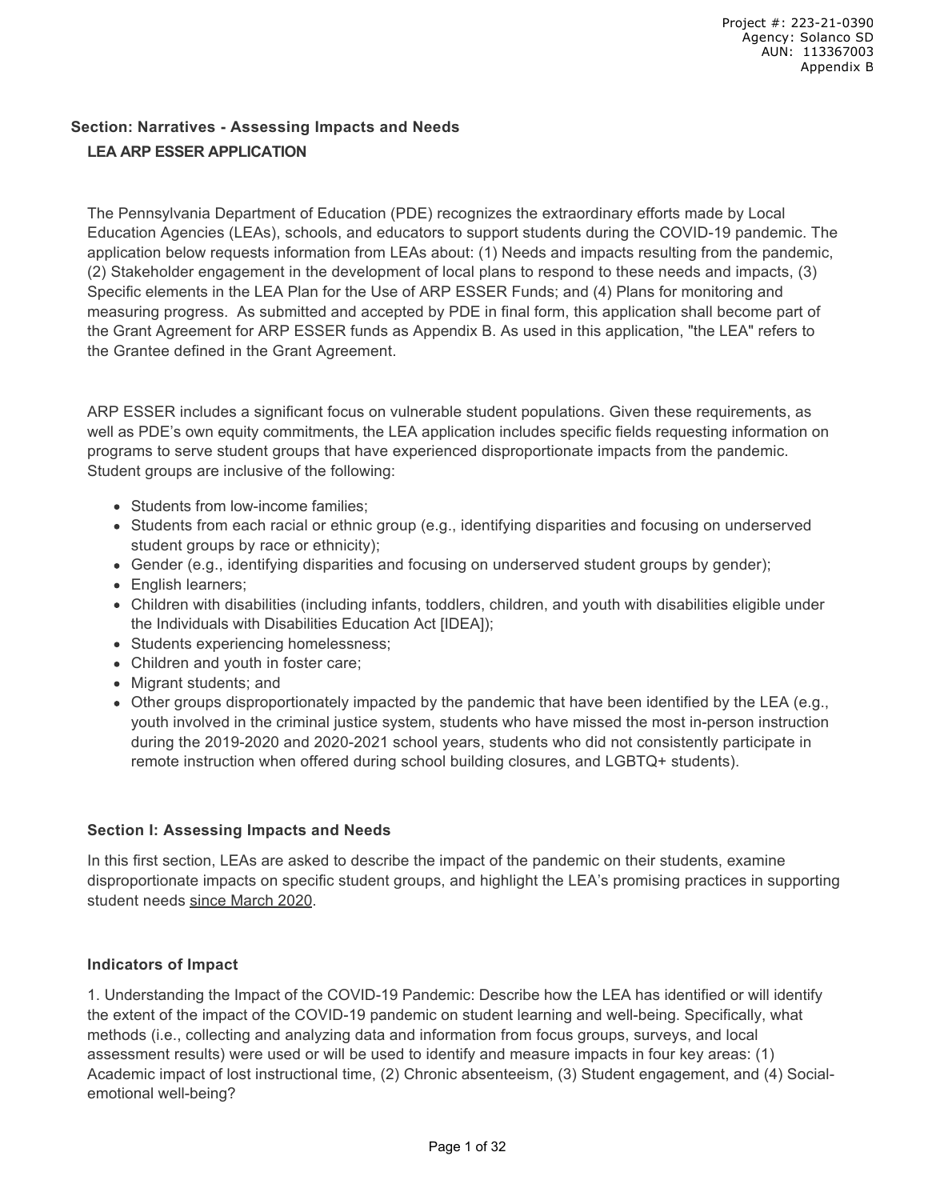## Section: Narratives - Assessing Impacts and Needs

### LEA ARP ESSER APPLICATION

The Pennsylvania Department of Education (PDE) recognizes the extraordinary efforts made by Local Education Agencies (LEAs), schools, and educators to support students during the COVID-19 pandemic. The application below requests information from LEAs about: (1) Needs and impacts resulting from the pandemic, (2) Stakeholder engagement in the development of local plans to respond to these needs and impacts, (3) Specific elements in the LEA Plan for the Use of ARP ESSER Funds; and (4) Plans for monitoring and measuring progress. As submitted and accepted by PDE in final form, this application shall become part of the Grant Agreement for ARP ESSER funds as Appendix B. As used in this application, "the LEA" refers to the Grantee defined in the Grant Agreement.

ARP ESSER includes a significant focus on vulnerable student populations. Given these requirements, as well as PDE's own equity commitments, the LEA application includes specific fields requesting information on programs to serve student groups that have experienced disproportionate impacts from the pandemic. Student groups are inclusive of the following:

- Students from low-income families;
- Students from each racial or ethnic group (e.g., identifying disparities and focusing on underserved student groups by race or ethnicity);
- Gender (e.g., identifying disparities and focusing on underserved student groups by gender);
- English learners;
- Children with disabilities (including infants, toddlers, children, and youth with disabilities eligible under the Individuals with Disabilities Education Act [IDEA]);
- Students experiencing homelessness;
- Children and youth in foster care;
- Migrant students; and
- Other groups disproportionately impacted by the pandemic that have been identified by the LEA (e.g., youth involved in the criminal justice system, students who have missed the most in-person instruction during the 2019-2020 and 2020-2021 school years, students who did not consistently participate in remote instruction when offered during school building closures, and LGBTQ+ students).

### Section I: Assessing Impacts and Needs

In this first section, LEAs are asked to describe the impact of the pandemic on their students, examine disproportionate impacts on specific student groups, and highlight the LEA's promising practices in supporting student needs since March 2020.

### Indicators of Impact

1. Understanding the Impact of the COVID-19 Pandemic: Describe how the LEA has identified or will identify the extent of the impact of the COVID-19 pandemic on student learning and well-being. Specifically, what methods (i.e., collecting and analyzing data and information from focus groups, surveys, and local assessment results) were used or will be used to identify and measure impacts in four key areas: (1) Academic impact of lost instructional time, (2) Chronic absenteeism, (3) Student engagement, and (4) Social-emotional well-being?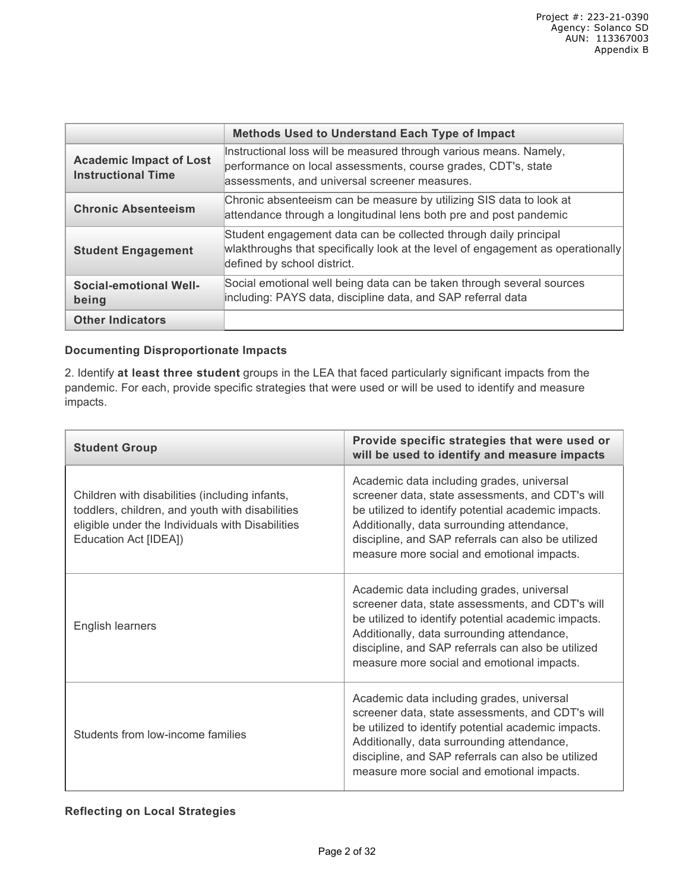| | Methods Used to Understand Each Type of Impact |
|---|---|
| **Academic Impact of Lost Instructional Time** | Instructional loss will be measured through various means. Namely, performance on local assessments, course grades, CDT's, state assessments, and universal screener measures. |
| **Chronic Absenteeism** | Chronic absenteeism can be measure by utilizing SIS data to look at attendance through a longitudinal lens both pre and post pandemic |
| **Student Engagement** | Student engagement data can be collected through daily principal wlakthroughs that specifically look at the level of engagement as operationally defined by school district. |
| **Social-emotional Well-being** | Social emotional well being data can be taken through several sources including: PAYS data, discipline data, and SAP referral data |
| **Other Indicators** | |

**Documenting Disproportionate Impacts**

2. Identify **at least three student** groups in the LEA that faced particularly significant impacts from the pandemic. For each, provide specific strategies that were used or will be used to identify and measure impacts.

| Student Group | Provide specific strategies that were used or will be used to identify and measure impacts |
|---|---|
| Children with disabilities (including infants, toddlers, children, and youth with disabilities eligible under the Individuals with Disabilities Education Act [IDEA]) | Academic data including grades, universal screener data, state assessments, and CDT's will be utilized to identify potential academic impacts. Additionally, data surrounding attendance, discipline, and SAP referrals can also be utilized measure more social and emotional impacts. |
| English learners | Academic data including grades, universal screener data, state assessments, and CDT's will be utilized to identify potential academic impacts. Additionally, data surrounding attendance, discipline, and SAP referrals can also be utilized measure more social and emotional impacts. |
| Students from low-income families | Academic data including grades, universal screener data, state assessments, and CDT's will be utilized to identify potential academic impacts. Additionally, data surrounding attendance, discipline, and SAP referrals can also be utilized measure more social and emotional impacts. |

**Reflecting on Local Strategies**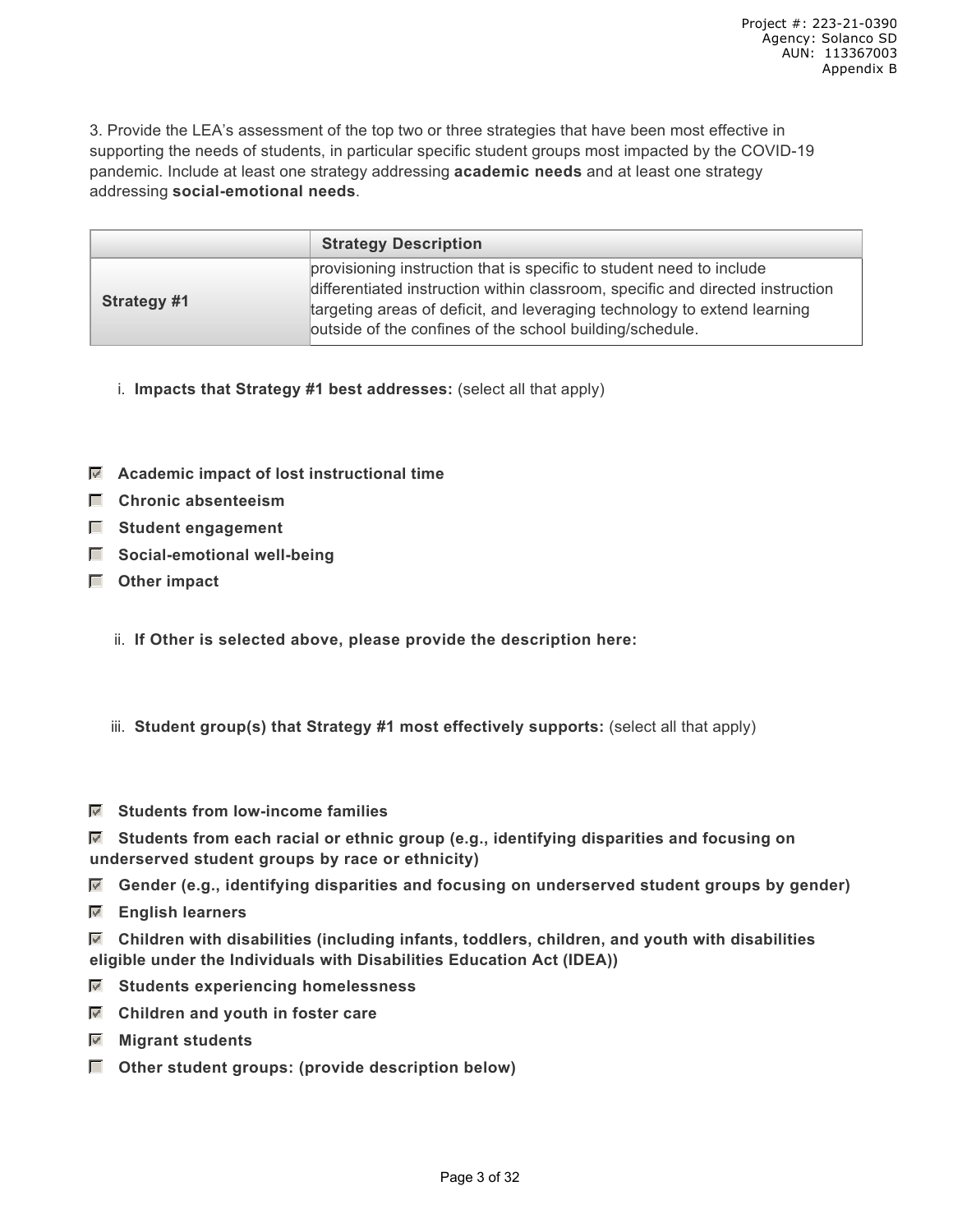3. Provide the LEA's assessment of the top two or three strategies that have been most effective in supporting the needs of students, in particular specific student groups most impacted by the COVID-19 pandemic. Include at least one strategy addressing **academic needs** and at least one strategy addressing **social-emotional needs**.

| | Strategy Description |
|---|---|
| **Strategy #1** | provisioning instruction that is specific to student need to include differentiated instruction within classroom, specific and directed instruction targeting areas of deficit, and leveraging technology to extend learning outside of the confines of the school building/schedule. |

i. **Impacts that Strategy #1 best addresses:** (select all that apply)

- [x] **Academic impact of lost instructional time**
- [ ] **Chronic absenteeism**
- [ ] **Student engagement**
- [ ] **Social-emotional well-being**
- [ ] **Other impact**

ii. **If Other is selected above, please provide the description here:**

iii. **Student group(s) that Strategy #1 most effectively supports:** (select all that apply)

- [x] **Students from low-income families**
- [x] **Students from each racial or ethnic group (e.g., identifying disparities and focusing on underserved student groups by race or ethnicity)**
- [x] **Gender (e.g., identifying disparities and focusing on underserved student groups by gender)**
- [x] **English learners**
- [x] **Children with disabilities (including infants, toddlers, children, and youth with disabilities eligible under the Individuals with Disabilities Education Act (IDEA))**
- [x] **Students experiencing homelessness**
- [x] **Children and youth in foster care**
- [x] **Migrant students**
- [ ] **Other student groups: (provide description below)**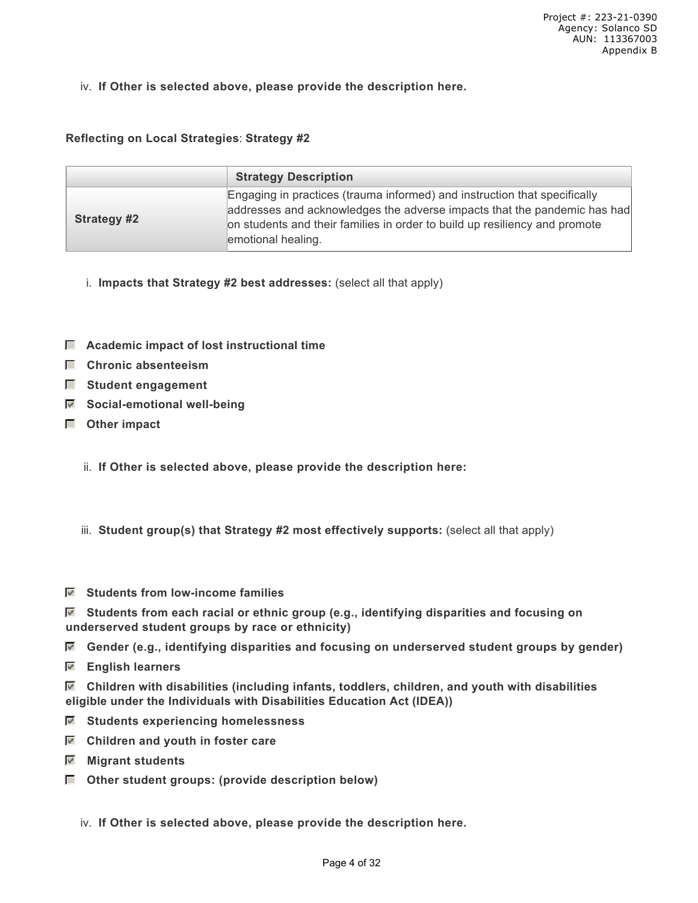iv. **If Other is selected above, please provide the description here.**

**Reflecting on Local Strategies**: **Strategy #2**

| | **Strategy Description** |
|---|---|
| **Strategy #2** | Engaging in practices (trauma informed) and instruction that specifically addresses and acknowledges the adverse impacts that the pandemic has had on students and their families in order to build up resiliency and promote emotional healing. |

i. **Impacts that Strategy #2 best addresses:** (select all that apply)

- [ ] **Academic impact of lost instructional time**
- [ ] **Chronic absenteeism**
- [ ] **Student engagement**
- [x] **Social-emotional well-being**
- [ ] **Other impact**

ii. **If Other is selected above, please provide the description here:**

iii. **Student group(s) that Strategy #2 most effectively supports:** (select all that apply)

- [x] **Students from low-income families**
- [x] **Students from each racial or ethnic group (e.g., identifying disparities and focusing on underserved student groups by race or ethnicity)**
- [x] **Gender (e.g., identifying disparities and focusing on underserved student groups by gender)**
- [x] **English learners**
- [x] **Children with disabilities (including infants, toddlers, children, and youth with disabilities eligible under the Individuals with Disabilities Education Act (IDEA))**
- [x] **Students experiencing homelessness**
- [x] **Children and youth in foster care**
- [x] **Migrant students**
- [ ] **Other student groups: (provide description below)**

iv. **If Other is selected above, please provide the description here.**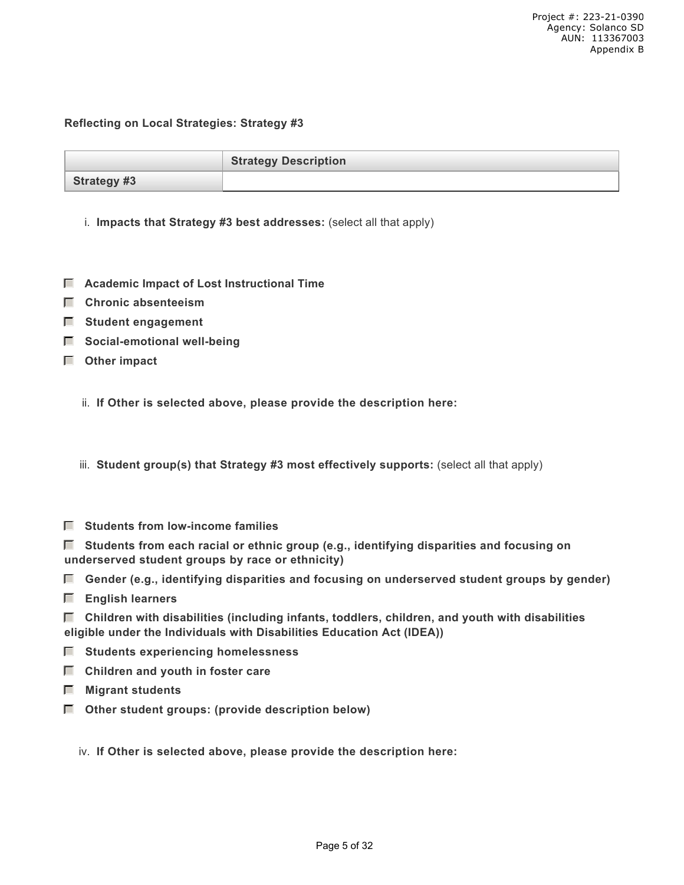**Reflecting on Local Strategies: Strategy #3**

| | Strategy Description |
|---|---|
| **Strategy #3** | |

i. **Impacts that Strategy #3 best addresses:** (select all that apply)

- [ ] **Academic Impact of Lost Instructional Time**
- [ ] **Chronic absenteeism**
- [ ] **Student engagement**
- [ ] **Social-emotional well-being**
- [ ] **Other impact**

ii. **If Other is selected above, please provide the description here:**

iii. **Student group(s) that Strategy #3 most effectively supports:** (select all that apply)

- [ ] **Students from low-income families**
- [ ] **Students from each racial or ethnic group (e.g., identifying disparities and focusing on underserved student groups by race or ethnicity)**
- [ ] **Gender (e.g., identifying disparities and focusing on underserved student groups by gender)**
- [ ] **English learners**
- [ ] **Children with disabilities (including infants, toddlers, children, and youth with disabilities eligible under the Individuals with Disabilities Education Act (IDEA))**
- [ ] **Students experiencing homelessness**
- [ ] **Children and youth in foster care**
- [ ] **Migrant students**
- [ ] **Other student groups: (provide description below)**

iv. **If Other is selected above, please provide the description here:**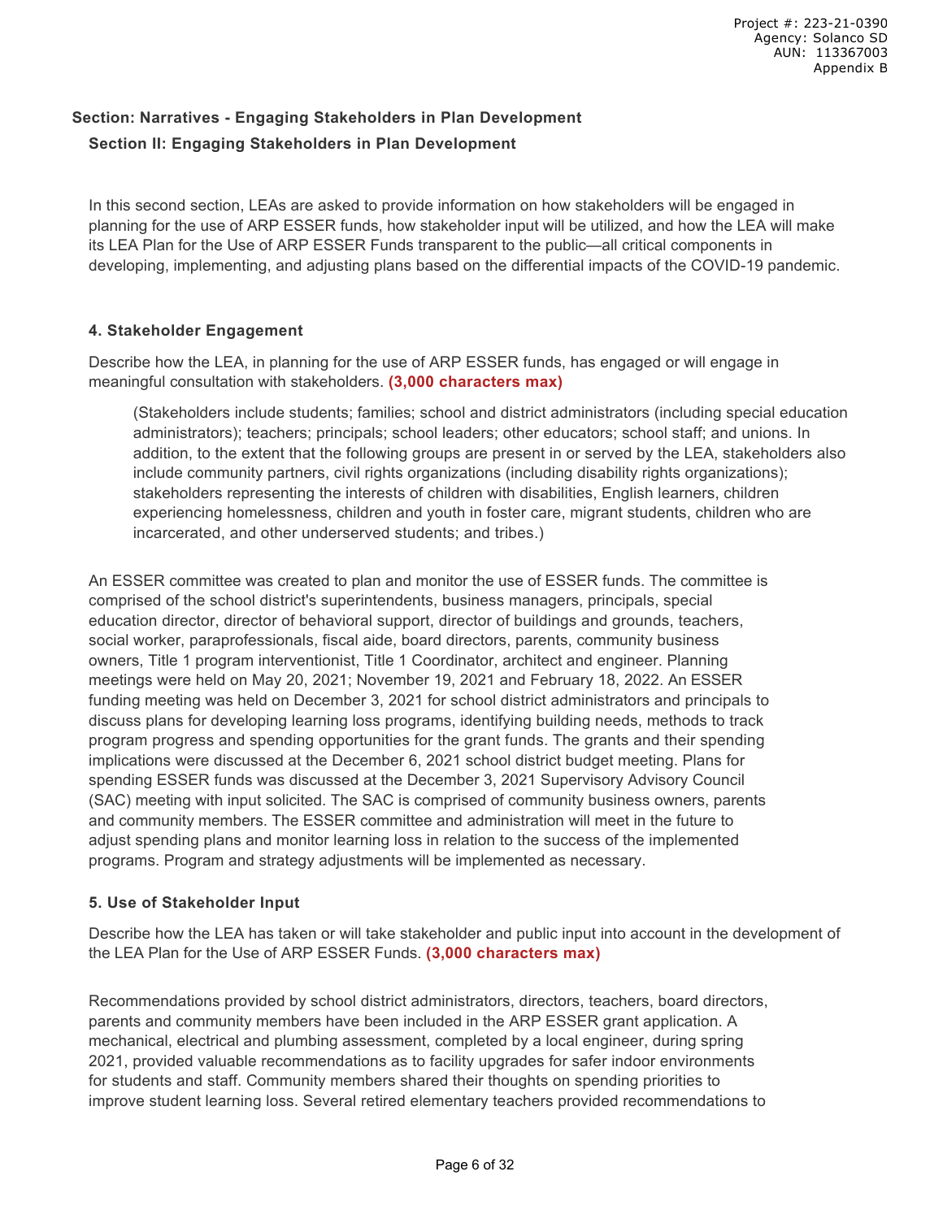## Section: Narratives - Engaging Stakeholders in Plan Development

### Section II: Engaging Stakeholders in Plan Development

In this second section, LEAs are asked to provide information on how stakeholders will be engaged in planning for the use of ARP ESSER funds, how stakeholder input will be utilized, and how the LEA will make its LEA Plan for the Use of ARP ESSER Funds transparent to the public—all critical components in developing, implementing, and adjusting plans based on the differential impacts of the COVID-19 pandemic.

#### 4. Stakeholder Engagement

Describe how the LEA, in planning for the use of ARP ESSER funds, has engaged or will engage in meaningful consultation with stakeholders. **(3,000 characters max)**

> (Stakeholders include students; families; school and district administrators (including special education administrators); teachers; principals; school leaders; other educators; school staff; and unions. In addition, to the extent that the following groups are present in or served by the LEA, stakeholders also include community partners, civil rights organizations (including disability rights organizations); stakeholders representing the interests of children with disabilities, English learners, children experiencing homelessness, children and youth in foster care, migrant students, children who are incarcerated, and other underserved students; and tribes.)

An ESSER committee was created to plan and monitor the use of ESSER funds. The committee is comprised of the school district's superintendents, business managers, principals, special education director, director of behavioral support, director of buildings and grounds, teachers, social worker, paraprofessionals, fiscal aide, board directors, parents, community business owners, Title 1 program interventionist, Title 1 Coordinator, architect and engineer. Planning meetings were held on May 20, 2021; November 19, 2021 and February 18, 2022. An ESSER funding meeting was held on December 3, 2021 for school district administrators and principals to discuss plans for developing learning loss programs, identifying building needs, methods to track program progress and spending opportunities for the grant funds. The grants and their spending implications were discussed at the December 6, 2021 school district budget meeting. Plans for spending ESSER funds was discussed at the December 3, 2021 Supervisory Advisory Council (SAC) meeting with input solicited. The SAC is comprised of community business owners, parents and community members. The ESSER committee and administration will meet in the future to adjust spending plans and monitor learning loss in relation to the success of the implemented programs. Program and strategy adjustments will be implemented as necessary.

#### 5. Use of Stakeholder Input

Describe how the LEA has taken or will take stakeholder and public input into account in the development of the LEA Plan for the Use of ARP ESSER Funds. **(3,000 characters max)**

Recommendations provided by school district administrators, directors, teachers, board directors, parents and community members have been included in the ARP ESSER grant application. A mechanical, electrical and plumbing assessment, completed by a local engineer, during spring 2021, provided valuable recommendations as to facility upgrades for safer indoor environments for students and staff. Community members shared their thoughts on spending priorities to improve student learning loss. Several retired elementary teachers provided recommendations to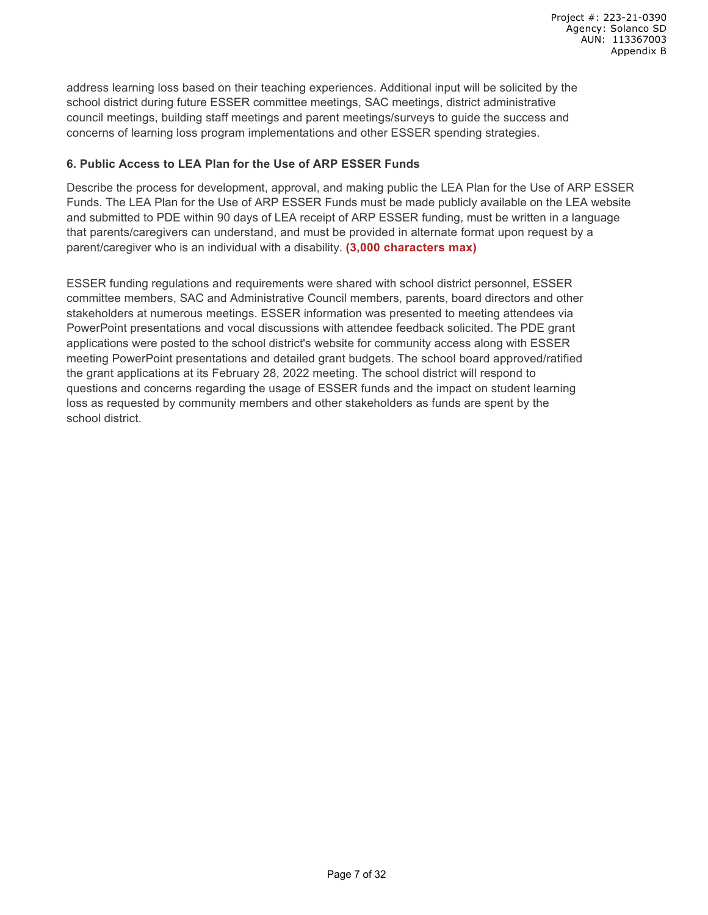address learning loss based on their teaching experiences. Additional input will be solicited by the school district during future ESSER committee meetings, SAC meetings, district administrative council meetings, building staff meetings and parent meetings/surveys to guide the success and concerns of learning loss program implementations and other ESSER spending strategies.

### 6. Public Access to LEA Plan for the Use of ARP ESSER Funds

Describe the process for development, approval, and making public the LEA Plan for the Use of ARP ESSER Funds. The LEA Plan for the Use of ARP ESSER Funds must be made publicly available on the LEA website and submitted to PDE within 90 days of LEA receipt of ARP ESSER funding, must be written in a language that parents/caregivers can understand, and must be provided in alternate format upon request by a parent/caregiver who is an individual with a disability. **(3,000 characters max)**

ESSER funding regulations and requirements were shared with school district personnel, ESSER committee members, SAC and Administrative Council members, parents, board directors and other stakeholders at numerous meetings. ESSER information was presented to meeting attendees via PowerPoint presentations and vocal discussions with attendee feedback solicited. The PDE grant applications were posted to the school district's website for community access along with ESSER meeting PowerPoint presentations and detailed grant budgets. The school board approved/ratified the grant applications at its February 28, 2022 meeting. The school district will respond to questions and concerns regarding the usage of ESSER funds and the impact on student learning loss as requested by community members and other stakeholders as funds are spent by the school district.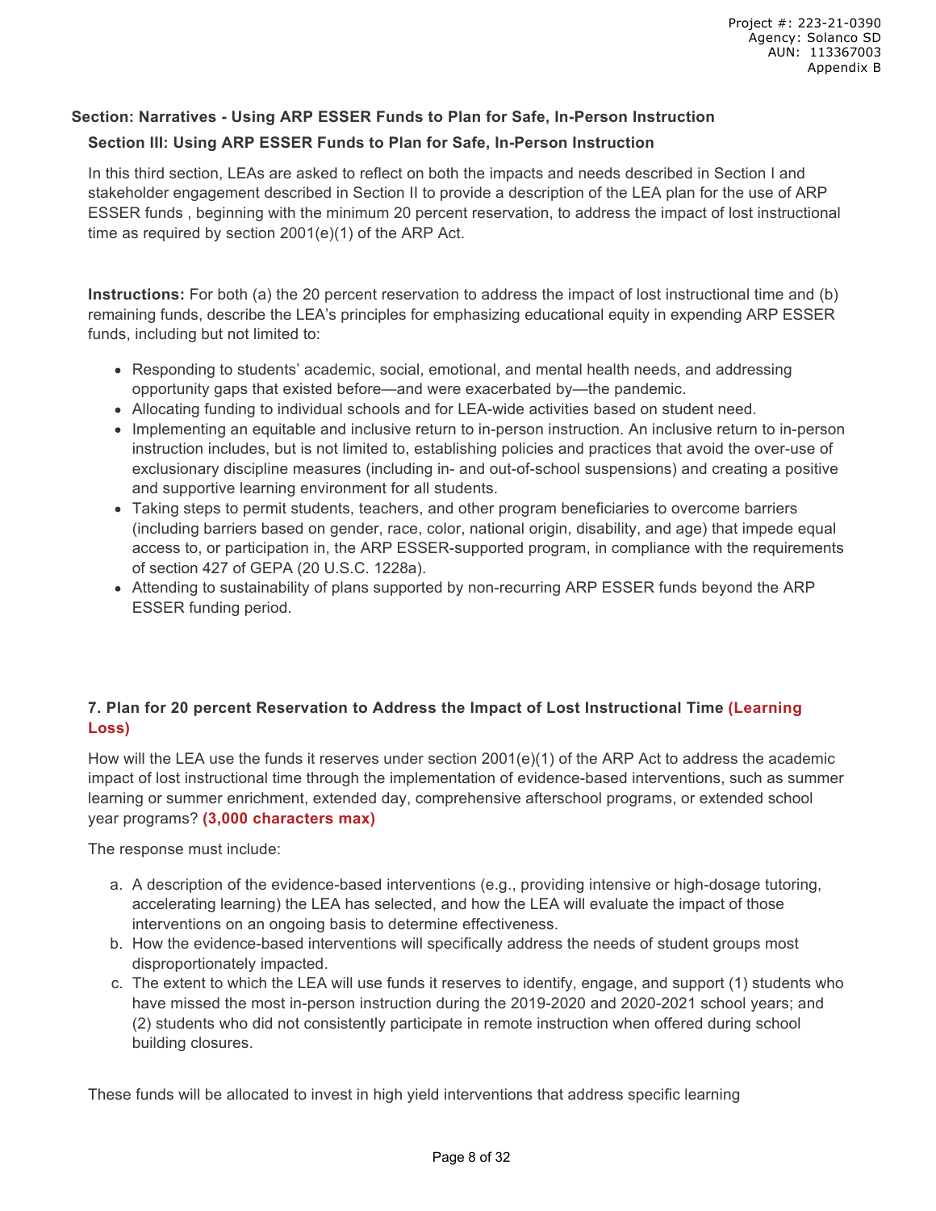## Section: Narratives - Using ARP ESSER Funds to Plan for Safe, In-Person Instruction

### Section III: Using ARP ESSER Funds to Plan for Safe, In-Person Instruction

In this third section, LEAs are asked to reflect on both the impacts and needs described in Section I and stakeholder engagement described in Section II to provide a description of the LEA plan for the use of ARP ESSER funds , beginning with the minimum 20 percent reservation, to address the impact of lost instructional time as required by section 2001(e)(1) of the ARP Act.

**Instructions:** For both (a) the 20 percent reservation to address the impact of lost instructional time and (b) remaining funds, describe the LEA's principles for emphasizing educational equity in expending ARP ESSER funds, including but not limited to:

- Responding to students' academic, social, emotional, and mental health needs, and addressing opportunity gaps that existed before—and were exacerbated by—the pandemic.
- Allocating funding to individual schools and for LEA-wide activities based on student need.
- Implementing an equitable and inclusive return to in-person instruction. An inclusive return to in-person instruction includes, but is not limited to, establishing policies and practices that avoid the over-use of exclusionary discipline measures (including in- and out-of-school suspensions) and creating a positive and supportive learning environment for all students.
- Taking steps to permit students, teachers, and other program beneficiaries to overcome barriers (including barriers based on gender, race, color, national origin, disability, and age) that impede equal access to, or participation in, the ARP ESSER-supported program, in compliance with the requirements of section 427 of GEPA (20 U.S.C. 1228a).
- Attending to sustainability of plans supported by non-recurring ARP ESSER funds beyond the ARP ESSER funding period.

**7. Plan for 20 percent Reservation to Address the Impact of Lost Instructional Time (Learning Loss)**

How will the LEA use the funds it reserves under section 2001(e)(1) of the ARP Act to address the academic impact of lost instructional time through the implementation of evidence-based interventions, such as summer learning or summer enrichment, extended day, comprehensive afterschool programs, or extended school year programs? **(3,000 characters max)**

The response must include:

a. A description of the evidence-based interventions (e.g., providing intensive or high-dosage tutoring, accelerating learning) the LEA has selected, and how the LEA will evaluate the impact of those interventions on an ongoing basis to determine effectiveness.
b. How the evidence-based interventions will specifically address the needs of student groups most disproportionately impacted.
c. The extent to which the LEA will use funds it reserves to identify, engage, and support (1) students who have missed the most in-person instruction during the 2019-2020 and 2020-2021 school years; and (2) students who did not consistently participate in remote instruction when offered during school building closures.

These funds will be allocated to invest in high yield interventions that address specific learning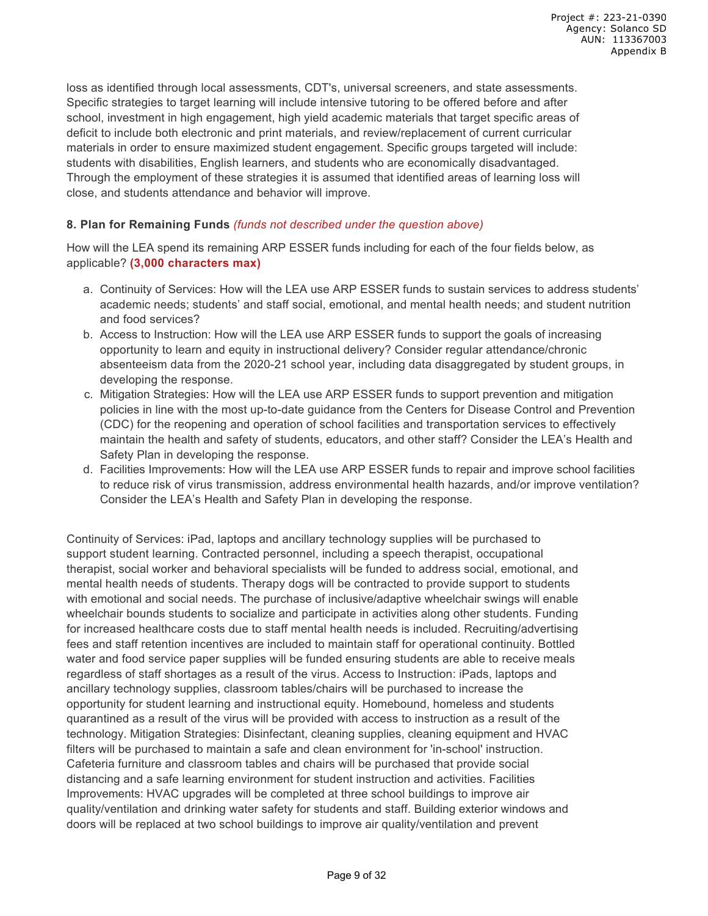loss as identified through local assessments, CDT's, universal screeners, and state assessments. Specific strategies to target learning will include intensive tutoring to be offered before and after school, investment in high engagement, high yield academic materials that target specific areas of deficit to include both electronic and print materials, and review/replacement of current curricular materials in order to ensure maximized student engagement. Specific groups targeted will include: students with disabilities, English learners, and students who are economically disadvantaged. Through the employment of these strategies it is assumed that identified areas of learning loss will close, and students attendance and behavior will improve.

**8. Plan for Remaining Funds** *(funds not described under the question above)*

How will the LEA spend its remaining ARP ESSER funds including for each of the four fields below, as applicable? **(3,000 characters max)**

a. Continuity of Services: How will the LEA use ARP ESSER funds to sustain services to address students' academic needs; students' and staff social, emotional, and mental health needs; and student nutrition and food services?
b. Access to Instruction: How will the LEA use ARP ESSER funds to support the goals of increasing opportunity to learn and equity in instructional delivery? Consider regular attendance/chronic absenteeism data from the 2020-21 school year, including data disaggregated by student groups, in developing the response.
c. Mitigation Strategies: How will the LEA use ARP ESSER funds to support prevention and mitigation policies in line with the most up-to-date guidance from the Centers for Disease Control and Prevention (CDC) for the reopening and operation of school facilities and transportation services to effectively maintain the health and safety of students, educators, and other staff? Consider the LEA's Health and Safety Plan in developing the response.
d. Facilities Improvements: How will the LEA use ARP ESSER funds to repair and improve school facilities to reduce risk of virus transmission, address environmental health hazards, and/or improve ventilation? Consider the LEA's Health and Safety Plan in developing the response.

Continuity of Services: iPad, laptops and ancillary technology supplies will be purchased to support student learning. Contracted personnel, including a speech therapist, occupational therapist, social worker and behavioral specialists will be funded to address social, emotional, and mental health needs of students. Therapy dogs will be contracted to provide support to students with emotional and social needs. The purchase of inclusive/adaptive wheelchair swings will enable wheelchair bounds students to socialize and participate in activities along other students. Funding for increased healthcare costs due to staff mental health needs is included. Recruiting/advertising fees and staff retention incentives are included to maintain staff for operational continuity. Bottled water and food service paper supplies will be funded ensuring students are able to receive meals regardless of staff shortages as a result of the virus. Access to Instruction: iPads, laptops and ancillary technology supplies, classroom tables/chairs will be purchased to increase the opportunity for student learning and instructional equity. Homebound, homeless and students quarantined as a result of the virus will be provided with access to instruction as a result of the technology. Mitigation Strategies: Disinfectant, cleaning supplies, cleaning equipment and HVAC filters will be purchased to maintain a safe and clean environment for 'in-school' instruction. Cafeteria furniture and classroom tables and chairs will be purchased that provide social distancing and a safe learning environment for student instruction and activities. Facilities Improvements: HVAC upgrades will be completed at three school buildings to improve air quality/ventilation and drinking water safety for students and staff. Building exterior windows and doors will be replaced at two school buildings to improve air quality/ventilation and prevent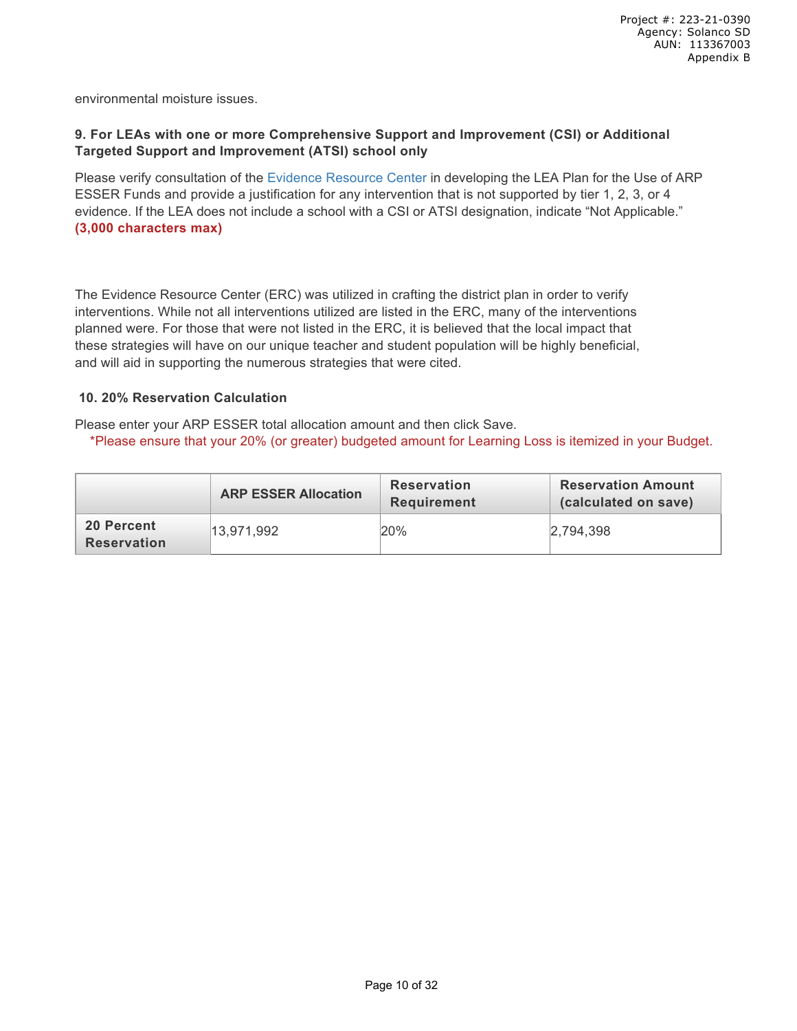environmental moisture issues.

**9. For LEAs with one or more Comprehensive Support and Improvement (CSI) or Additional Targeted Support and Improvement (ATSI) school only**

Please verify consultation of the Evidence Resource Center in developing the LEA Plan for the Use of ARP ESSER Funds and provide a justification for any intervention that is not supported by tier 1, 2, 3, or 4 evidence. If the LEA does not include a school with a CSI or ATSI designation, indicate "Not Applicable." **(3,000 characters max)**

The Evidence Resource Center (ERC) was utilized in crafting the district plan in order to verify interventions. While not all interventions utilized are listed in the ERC, many of the interventions planned were. For those that were not listed in the ERC, it is believed that the local impact that these strategies will have on our unique teacher and student population will be highly beneficial, and will aid in supporting the numerous strategies that were cited.

**10. 20% Reservation Calculation**

Please enter your ARP ESSER total allocation amount and then click Save.

*Please ensure that your 20% (or greater) budgeted amount for Learning Loss is itemized in your Budget.

| | ARP ESSER Allocation | Reservation Requirement | Reservation Amount (calculated on save) |
|---|---|---|---|
| **20 Percent Reservation** | 13,971,992 | 20% | 2,794,398 |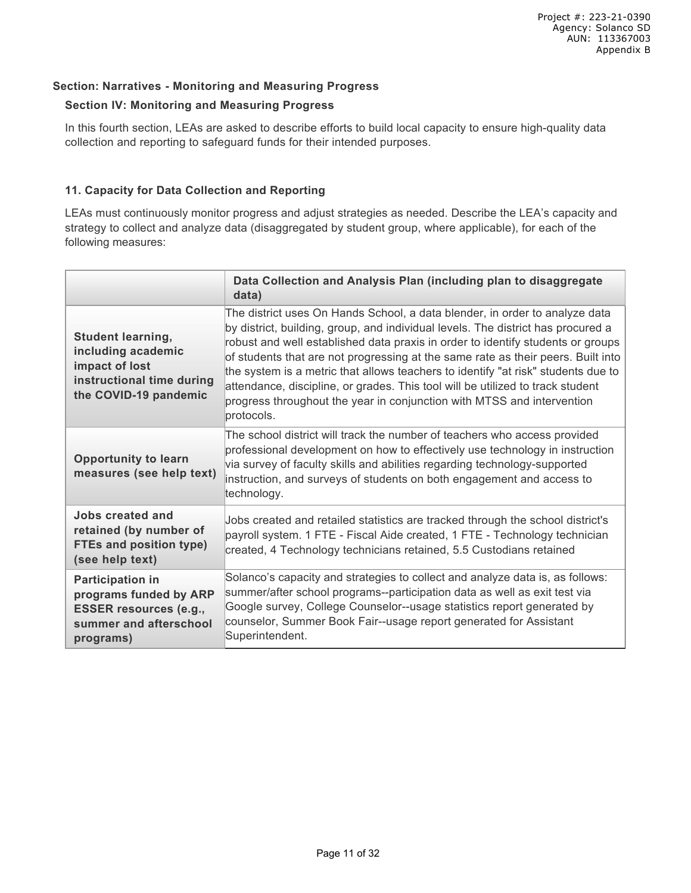## Section: Narratives - Monitoring and Measuring Progress

### Section IV: Monitoring and Measuring Progress

In this fourth section, LEAs are asked to describe efforts to build local capacity to ensure high-quality data collection and reporting to safeguard funds for their intended purposes.

### 11. Capacity for Data Collection and Reporting

LEAs must continuously monitor progress and adjust strategies as needed. Describe the LEA's capacity and strategy to collect and analyze data (disaggregated by student group, where applicable), for each of the following measures:

| | Data Collection and Analysis Plan (including plan to disaggregate data) |
|---|---|
| **Student learning, including academic impact of lost instructional time during the COVID-19 pandemic** | The district uses On Hands School, a data blender, in order to analyze data by district, building, group, and individual levels. The district has procured a robust and well established data praxis in order to identify students or groups of students that are not progressing at the same rate as their peers. Built into the system is a metric that allows teachers to identify "at risk" students due to attendance, discipline, or grades. This tool will be utilized to track student progress throughout the year in conjunction with MTSS and intervention protocols. |
| **Opportunity to learn measures (see help text)** | The school district will track the number of teachers who access provided professional development on how to effectively use technology in instruction via survey of faculty skills and abilities regarding technology-supported instruction, and surveys of students on both engagement and access to technology. |
| **Jobs created and retained (by number of FTEs and position type) (see help text)** | Jobs created and retailed statistics are tracked through the school district's payroll system. 1 FTE - Fiscal Aide created, 1 FTE - Technology technician created, 4 Technology technicians retained, 5.5 Custodians retained |
| **Participation in programs funded by ARP ESSER resources (e.g., summer and afterschool programs)** | Solanco's capacity and strategies to collect and analyze data is, as follows: summer/after school programs--participation data as well as exit test via Google survey, College Counselor--usage statistics report generated by counselor, Summer Book Fair--usage report generated for Assistant Superintendent. |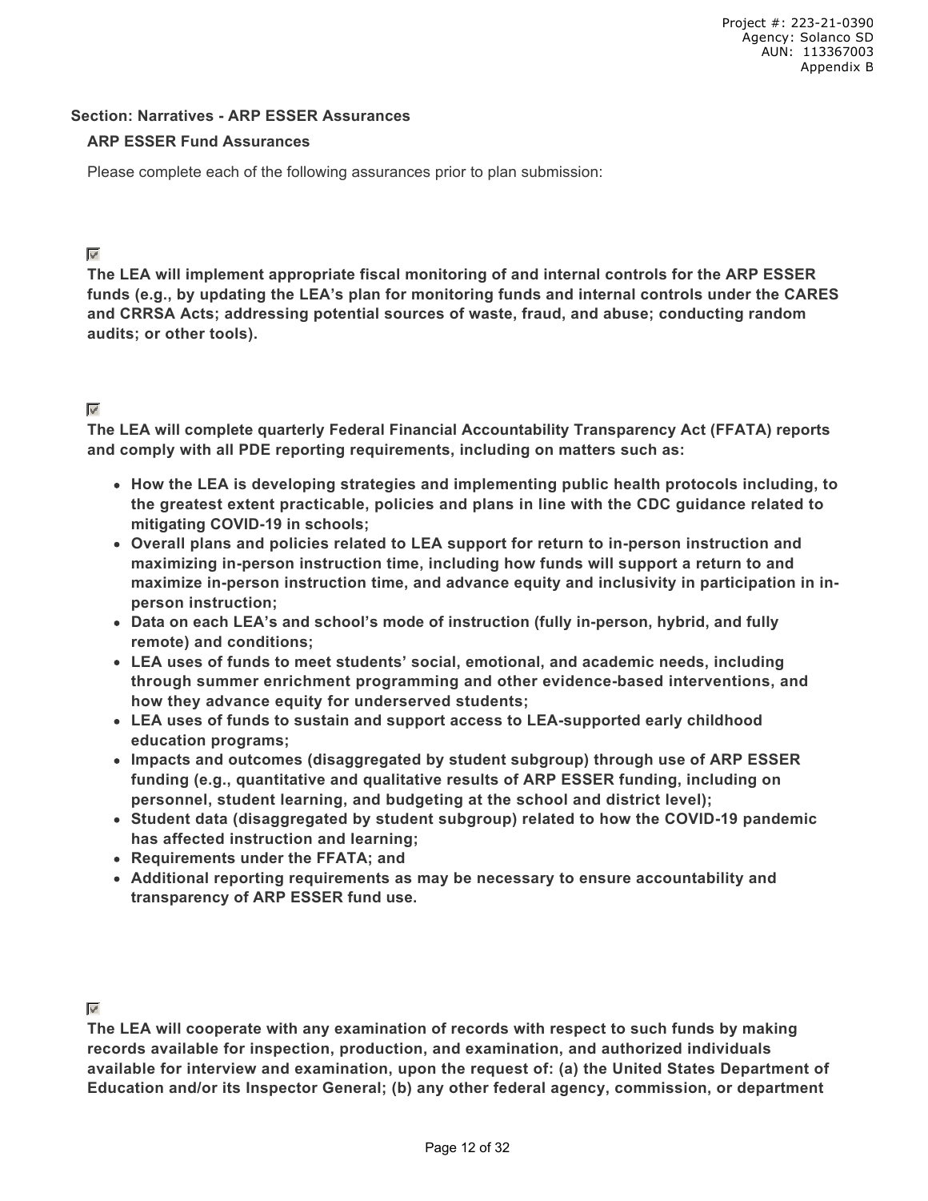**Section: Narratives - ARP ESSER Assurances**

**ARP ESSER Fund Assurances**

Please complete each of the following assurances prior to plan submission:

☑

**The LEA will implement appropriate fiscal monitoring of and internal controls for the ARP ESSER funds (e.g., by updating the LEA's plan for monitoring funds and internal controls under the CARES and CRRSA Acts; addressing potential sources of waste, fraud, and abuse; conducting random audits; or other tools).**

☑

**The LEA will complete quarterly Federal Financial Accountability Transparency Act (FFATA) reports and comply with all PDE reporting requirements, including on matters such as:**

- **How the LEA is developing strategies and implementing public health protocols including, to the greatest extent practicable, policies and plans in line with the CDC guidance related to mitigating COVID-19 in schools;**
- **Overall plans and policies related to LEA support for return to in-person instruction and maximizing in-person instruction time, including how funds will support a return to and maximize in-person instruction time, and advance equity and inclusivity in participation in in-person instruction;**
- **Data on each LEA's and school's mode of instruction (fully in-person, hybrid, and fully remote) and conditions;**
- **LEA uses of funds to meet students' social, emotional, and academic needs, including through summer enrichment programming and other evidence-based interventions, and how they advance equity for underserved students;**
- **LEA uses of funds to sustain and support access to LEA-supported early childhood education programs;**
- **Impacts and outcomes (disaggregated by student subgroup) through use of ARP ESSER funding (e.g., quantitative and qualitative results of ARP ESSER funding, including on personnel, student learning, and budgeting at the school and district level);**
- **Student data (disaggregated by student subgroup) related to how the COVID-19 pandemic has affected instruction and learning;**
- **Requirements under the FFATA; and**
- **Additional reporting requirements as may be necessary to ensure accountability and transparency of ARP ESSER fund use.**

☑

**The LEA will cooperate with any examination of records with respect to such funds by making records available for inspection, production, and examination, and authorized individuals available for interview and examination, upon the request of: (a) the United States Department of Education and/or its Inspector General; (b) any other federal agency, commission, or department**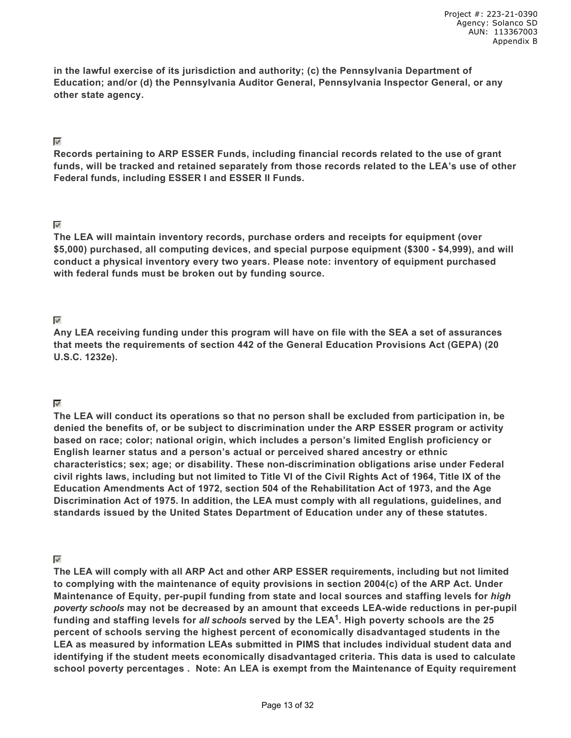**in the lawful exercise of its jurisdiction and authority; (c) the Pennsylvania Department of Education; and/or (d) the Pennsylvania Auditor General, Pennsylvania Inspector General, or any other state agency.**

☑
**Records pertaining to ARP ESSER Funds, including financial records related to the use of grant funds, will be tracked and retained separately from those records related to the LEA's use of other Federal funds, including ESSER I and ESSER II Funds.**

☑
**The LEA will maintain inventory records, purchase orders and receipts for equipment (over $5,000) purchased, all computing devices, and special purpose equipment ($300 - $4,999), and will conduct a physical inventory every two years. Please note: inventory of equipment purchased with federal funds must be broken out by funding source.**

☑
**Any LEA receiving funding under this program will have on file with the SEA a set of assurances that meets the requirements of section 442 of the General Education Provisions Act (GEPA) (20 U.S.C. 1232e).**

☑
**The LEA will conduct its operations so that no person shall be excluded from participation in, be denied the benefits of, or be subject to discrimination under the ARP ESSER program or activity based on race; color; national origin, which includes a person's limited English proficiency or English learner status and a person's actual or perceived shared ancestry or ethnic characteristics; sex; age; or disability. These non-discrimination obligations arise under Federal civil rights laws, including but not limited to Title VI of the Civil Rights Act of 1964, Title IX of the Education Amendments Act of 1972, section 504 of the Rehabilitation Act of 1973, and the Age Discrimination Act of 1975. In addition, the LEA must comply with all regulations, guidelines, and standards issued by the United States Department of Education under any of these statutes.**

☑
**The LEA will comply with all ARP Act and other ARP ESSER requirements, including but not limited to complying with the maintenance of equity provisions in section 2004(c) of the ARP Act. Under Maintenance of Equity, per-pupil funding from state and local sources and staffing levels for *high poverty schools* may not be decreased by an amount that exceeds LEA-wide reductions in per-pupil funding and staffing levels for *all schools* served by the LEA[1]. High poverty schools are the 25 percent of schools serving the highest percent of economically disadvantaged students in the LEA as measured by information LEAs submitted in PIMS that includes individual student data and identifying if the student meets economically disadvantaged criteria. This data is used to calculate school poverty percentages . Note: An LEA is exempt from the Maintenance of Equity requirement**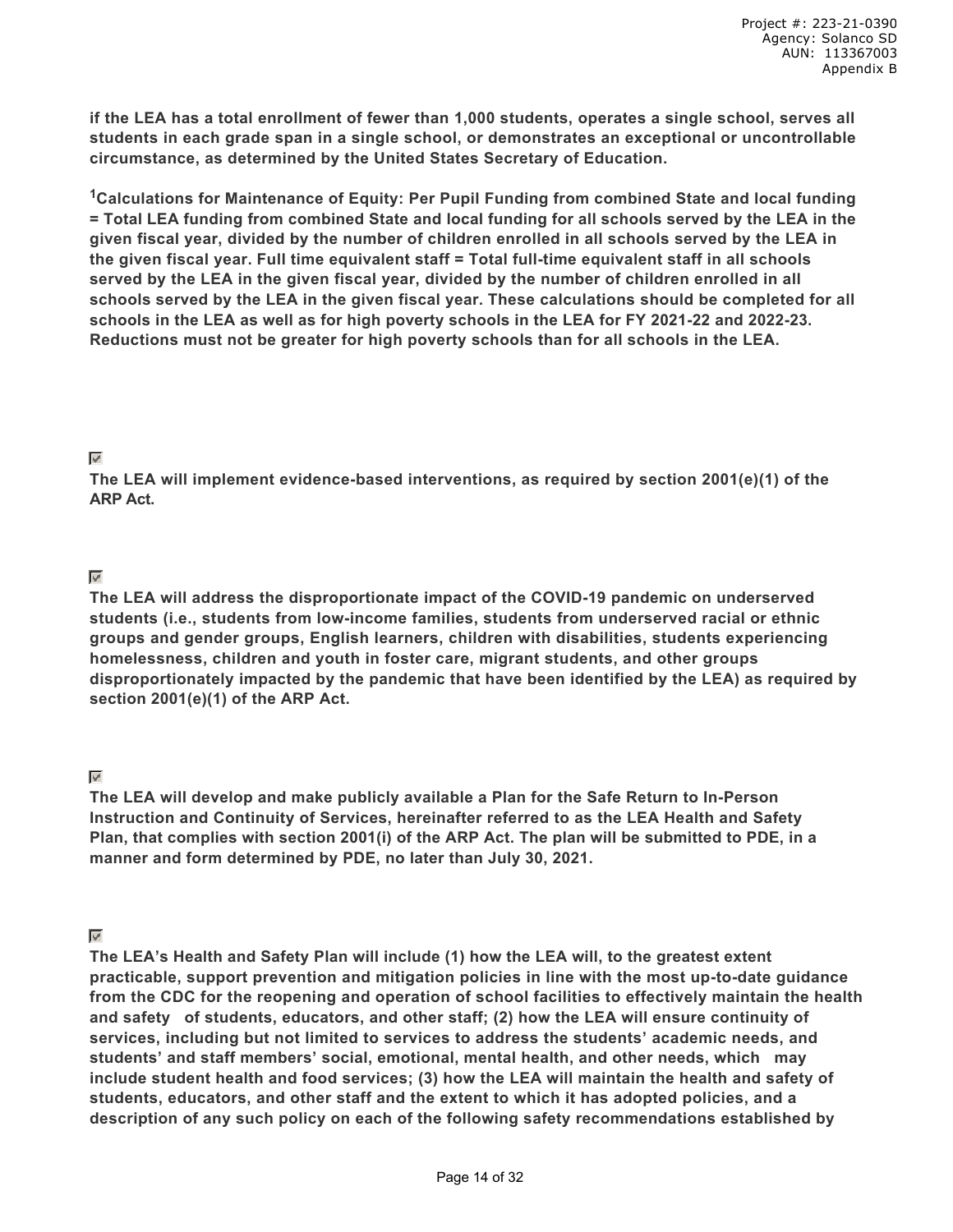**if the LEA has a total enrollment of fewer than 1,000 students, operates a single school, serves all students in each grade span in a single school, or demonstrates an exceptional or uncontrollable circumstance, as determined by the United States Secretary of Education.**

**[1]Calculations for Maintenance of Equity: Per Pupil Funding from combined State and local funding = Total LEA funding from combined State and local funding for all schools served by the LEA in the given fiscal year, divided by the number of children enrolled in all schools served by the LEA in the given fiscal year. Full time equivalent staff = Total full-time equivalent staff in all schools served by the LEA in the given fiscal year, divided by the number of children enrolled in all schools served by the LEA in the given fiscal year. These calculations should be completed for all schools in the LEA as well as for high poverty schools in the LEA for FY 2021-22 and 2022-23. Reductions must not be greater for high poverty schools than for all schools in the LEA.**

☑

**The LEA will implement evidence-based interventions, as required by section 2001(e)(1) of the ARP Act.**

☑

**The LEA will address the disproportionate impact of the COVID-19 pandemic on underserved students (i.e., students from low-income families, students from underserved racial or ethnic groups and gender groups, English learners, children with disabilities, students experiencing homelessness, children and youth in foster care, migrant students, and other groups disproportionately impacted by the pandemic that have been identified by the LEA) as required by section 2001(e)(1) of the ARP Act.**

☑

**The LEA will develop and make publicly available a Plan for the Safe Return to In-Person Instruction and Continuity of Services, hereinafter referred to as the LEA Health and Safety Plan, that complies with section 2001(i) of the ARP Act. The plan will be submitted to PDE, in a manner and form determined by PDE, no later than July 30, 2021.**

☑

**The LEA's Health and Safety Plan will include (1) how the LEA will, to the greatest extent practicable, support prevention and mitigation policies in line with the most up-to-date guidance from the CDC for the reopening and operation of school facilities to effectively maintain the health and safety of students, educators, and other staff; (2) how the LEA will ensure continuity of services, including but not limited to services to address the students' academic needs, and students' and staff members' social, emotional, mental health, and other needs, which may include student health and food services; (3) how the LEA will maintain the health and safety of students, educators, and other staff and the extent to which it has adopted policies, and a description of any such policy on each of the following safety recommendations established by**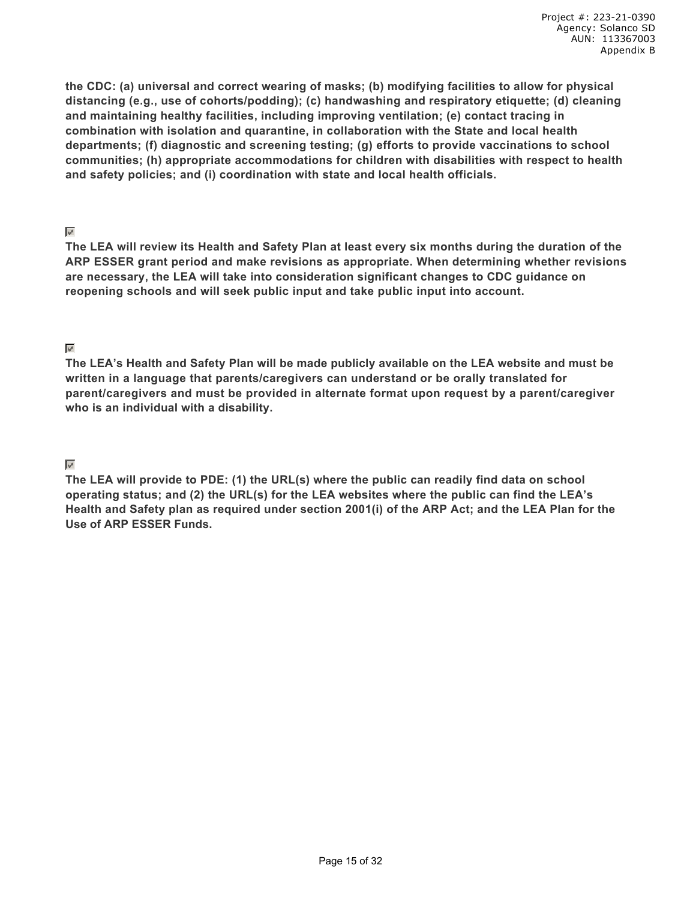**the CDC: (a) universal and correct wearing of masks; (b) modifying facilities to allow for physical distancing (e.g., use of cohorts/podding); (c) handwashing and respiratory etiquette; (d) cleaning and maintaining healthy facilities, including improving ventilation; (e) contact tracing in combination with isolation and quarantine, in collaboration with the State and local health departments; (f) diagnostic and screening testing; (g) efforts to provide vaccinations to school communities; (h) appropriate accommodations for children with disabilities with respect to health and safety policies; and (i) coordination with state and local health officials.**

☑
**The LEA will review its Health and Safety Plan at least every six months during the duration of the ARP ESSER grant period and make revisions as appropriate. When determining whether revisions are necessary, the LEA will take into consideration significant changes to CDC guidance on reopening schools and will seek public input and take public input into account.**

☑
**The LEA's Health and Safety Plan will be made publicly available on the LEA website and must be written in a language that parents/caregivers can understand or be orally translated for parent/caregivers and must be provided in alternate format upon request by a parent/caregiver who is an individual with a disability.**

☑
**The LEA will provide to PDE: (1) the URL(s) where the public can readily find data on school operating status; and (2) the URL(s) for the LEA websites where the public can find the LEA's Health and Safety plan as required under section 2001(i) of the ARP Act; and the LEA Plan for the Use of ARP ESSER Funds.**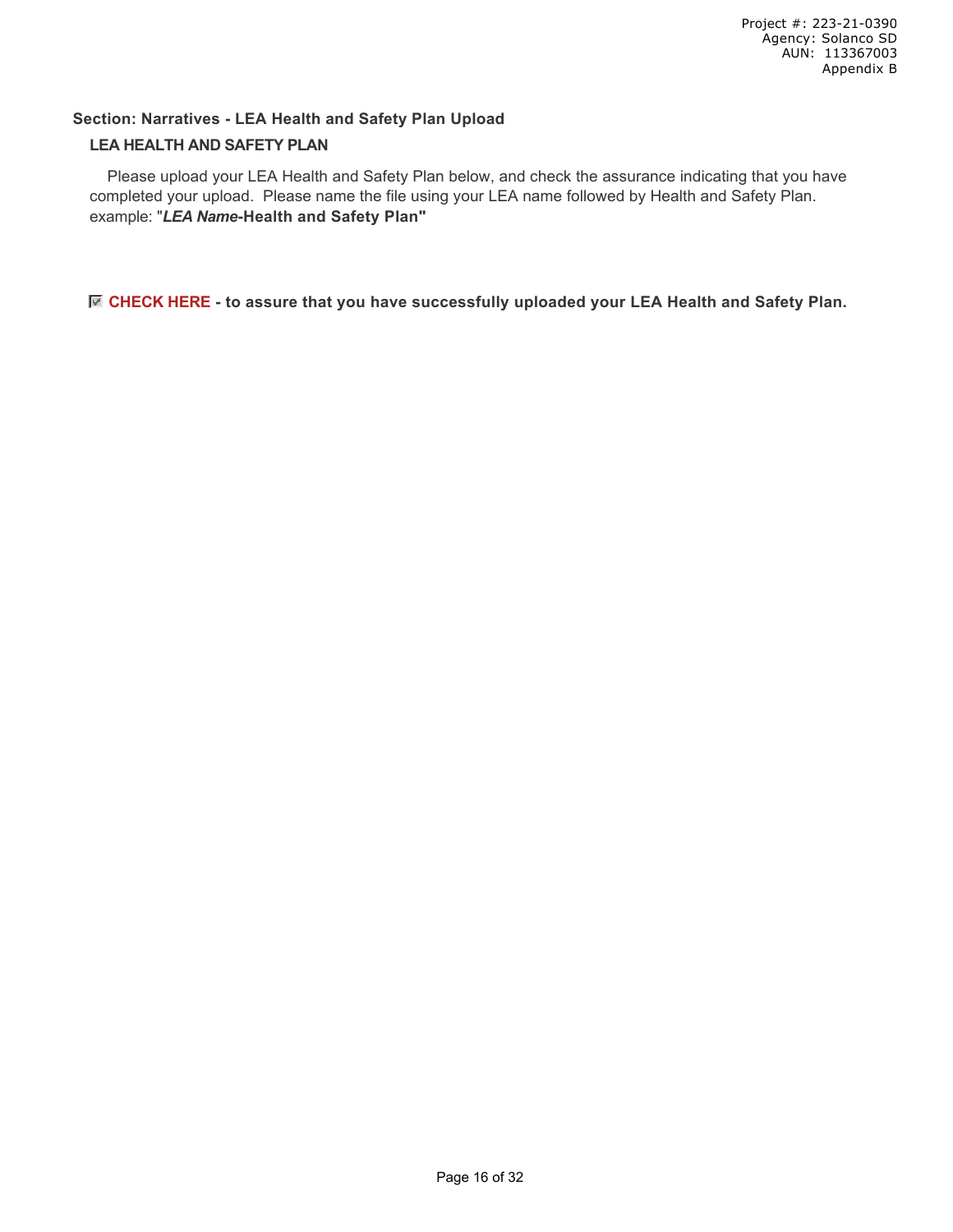Project #: 223-21-0390
Agency: Solanco SD
AUN: 113367003
Appendix B

## Section: Narratives - LEA Health and Safety Plan Upload

### LEA HEALTH AND SAFETY PLAN

Please upload your LEA Health and Safety Plan below, and check the assurance indicating that you have completed your upload. Please name the file using your LEA name followed by Health and Safety Plan. example: "***LEA Name*-Health and Safety Plan"**

☑ **CHECK HERE - to assure that you have successfully uploaded your LEA Health and Safety Plan.**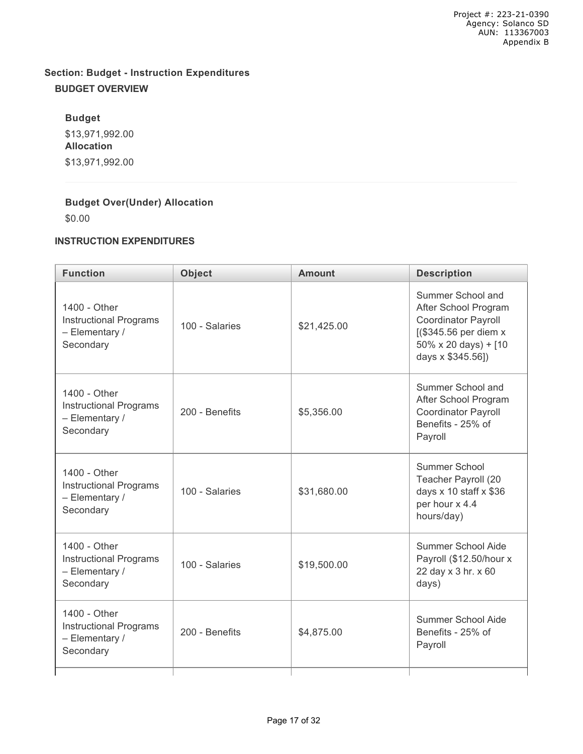**Section: Budget - Instruction Expenditures**

**BUDGET OVERVIEW**

**Budget**

$13,971,992.00

**Allocation**

$13,971,992.00

**Budget Over(Under) Allocation**

$0.00

**INSTRUCTION EXPENDITURES**

| Function | Object | Amount | Description |
|---|---|---|---|
| 1400 - Other Instructional Programs – Elementary / Secondary | 100 - Salaries | $21,425.00 | Summer School and After School Program Coordinator Payroll [($345.56 per diem x 50% x 20 days) + [10 days x $345.56]) |
| 1400 - Other Instructional Programs – Elementary / Secondary | 200 - Benefits | $5,356.00 | Summer School and After School Program Coordinator Payroll Benefits - 25% of Payroll |
| 1400 - Other Instructional Programs – Elementary / Secondary | 100 - Salaries | $31,680.00 | Summer School Teacher Payroll (20 days x 10 staff x $36 per hour x 4.4 hours/day) |
| 1400 - Other Instructional Programs – Elementary / Secondary | 100 - Salaries | $19,500.00 | Summer School Aide Payroll ($12.50/hour x 22 day x 3 hr. x 60 days) |
| 1400 - Other Instructional Programs – Elementary / Secondary | 200 - Benefits | $4,875.00 | Summer School Aide Benefits - 25% of Payroll |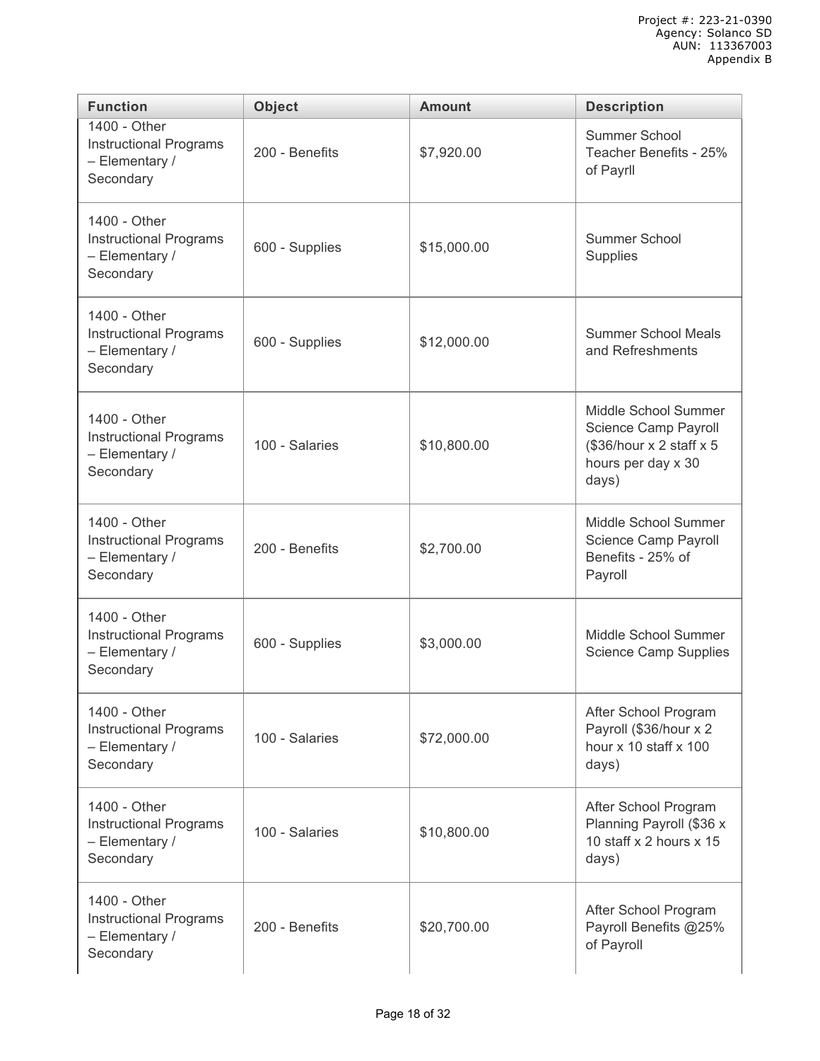| Function | Object | Amount | Description |
| --- | --- | --- | --- |
| 1400 - Other Instructional Programs – Elementary / Secondary | 200 - Benefits | $7,920.00 | Summer School Teacher Benefits - 25% of Payrll |
| 1400 - Other Instructional Programs – Elementary / Secondary | 600 - Supplies | $15,000.00 | Summer School Supplies |
| 1400 - Other Instructional Programs – Elementary / Secondary | 600 - Supplies | $12,000.00 | Summer School Meals and Refreshments |
| 1400 - Other Instructional Programs – Elementary / Secondary | 100 - Salaries | $10,800.00 | Middle School Summer Science Camp Payroll ($36/hour x 2 staff x 5 hours per day x 30 days) |
| 1400 - Other Instructional Programs – Elementary / Secondary | 200 - Benefits | $2,700.00 | Middle School Summer Science Camp Payroll Benefits - 25% of Payroll |
| 1400 - Other Instructional Programs – Elementary / Secondary | 600 - Supplies | $3,000.00 | Middle School Summer Science Camp Supplies |
| 1400 - Other Instructional Programs – Elementary / Secondary | 100 - Salaries | $72,000.00 | After School Program Payroll ($36/hour x 2 hour x 10 staff x 100 days) |
| 1400 - Other Instructional Programs – Elementary / Secondary | 100 - Salaries | $10,800.00 | After School Program Planning Payroll ($36 x 10 staff x 2 hours x 15 days) |
| 1400 - Other Instructional Programs – Elementary / Secondary | 200 - Benefits | $20,700.00 | After School Program Payroll Benefits @25% of Payroll |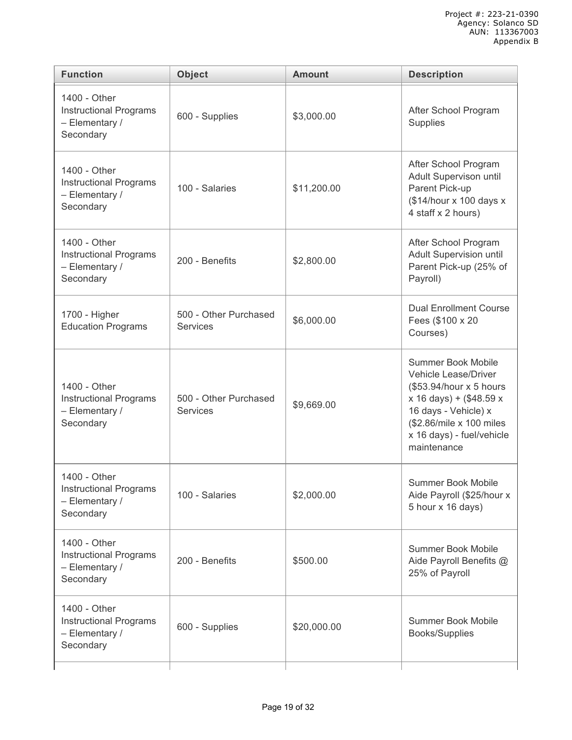| Function | Object | Amount | Description |
|---|---|---|---|
| 1400 - Other Instructional Programs – Elementary / Secondary | 600 - Supplies | $3,000.00 | After School Program Supplies |
| 1400 - Other Instructional Programs – Elementary / Secondary | 100 - Salaries | $11,200.00 | After School Program Adult Supervison until Parent Pick-up ($14/hour x 100 days x 4 staff x 2 hours) |
| 1400 - Other Instructional Programs – Elementary / Secondary | 200 - Benefits | $2,800.00 | After School Program Adult Supervision until Parent Pick-up (25% of Payroll) |
| 1700 - Higher Education Programs | 500 - Other Purchased Services | $6,000.00 | Dual Enrollment Course Fees ($100 x 20 Courses) |
| 1400 - Other Instructional Programs – Elementary / Secondary | 500 - Other Purchased Services | $9,669.00 | Summer Book Mobile Vehicle Lease/Driver ($53.94/hour x 5 hours x 16 days) + ($48.59 x 16 days - Vehicle) x ($2.86/mile x 100 miles x 16 days) - fuel/vehicle maintenance |
| 1400 - Other Instructional Programs – Elementary / Secondary | 100 - Salaries | $2,000.00 | Summer Book Mobile Aide Payroll ($25/hour x 5 hour x 16 days) |
| 1400 - Other Instructional Programs – Elementary / Secondary | 200 - Benefits | $500.00 | Summer Book Mobile Aide Payroll Benefits @ 25% of Payroll |
| 1400 - Other Instructional Programs – Elementary / Secondary | 600 - Supplies | $20,000.00 | Summer Book Mobile Books/Supplies |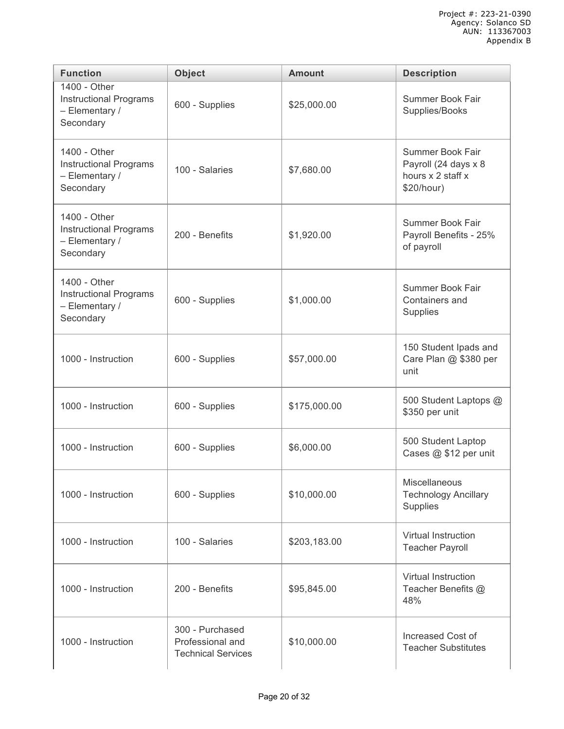| Function | Object | Amount | Description |
|---|---|---|---|
| 1400 - Other Instructional Programs – Elementary / Secondary | 600 - Supplies | $25,000.00 | Summer Book Fair Supplies/Books |
| 1400 - Other Instructional Programs – Elementary / Secondary | 100 - Salaries | $7,680.00 | Summer Book Fair Payroll (24 days x 8 hours x 2 staff x $20/hour) |
| 1400 - Other Instructional Programs – Elementary / Secondary | 200 - Benefits | $1,920.00 | Summer Book Fair Payroll Benefits - 25% of payroll |
| 1400 - Other Instructional Programs – Elementary / Secondary | 600 - Supplies | $1,000.00 | Summer Book Fair Containers and Supplies |
| 1000 - Instruction | 600 - Supplies | $57,000.00 | 150 Student Ipads and Care Plan @ $380 per unit |
| 1000 - Instruction | 600 - Supplies | $175,000.00 | 500 Student Laptops @ $350 per unit |
| 1000 - Instruction | 600 - Supplies | $6,000.00 | 500 Student Laptop Cases @ $12 per unit |
| 1000 - Instruction | 600 - Supplies | $10,000.00 | Miscellaneous Technology Ancillary Supplies |
| 1000 - Instruction | 100 - Salaries | $203,183.00 | Virtual Instruction Teacher Payroll |
| 1000 - Instruction | 200 - Benefits | $95,845.00 | Virtual Instruction Teacher Benefits @ 48% |
| 1000 - Instruction | 300 - Purchased Professional and Technical Services | $10,000.00 | Increased Cost of Teacher Substitutes |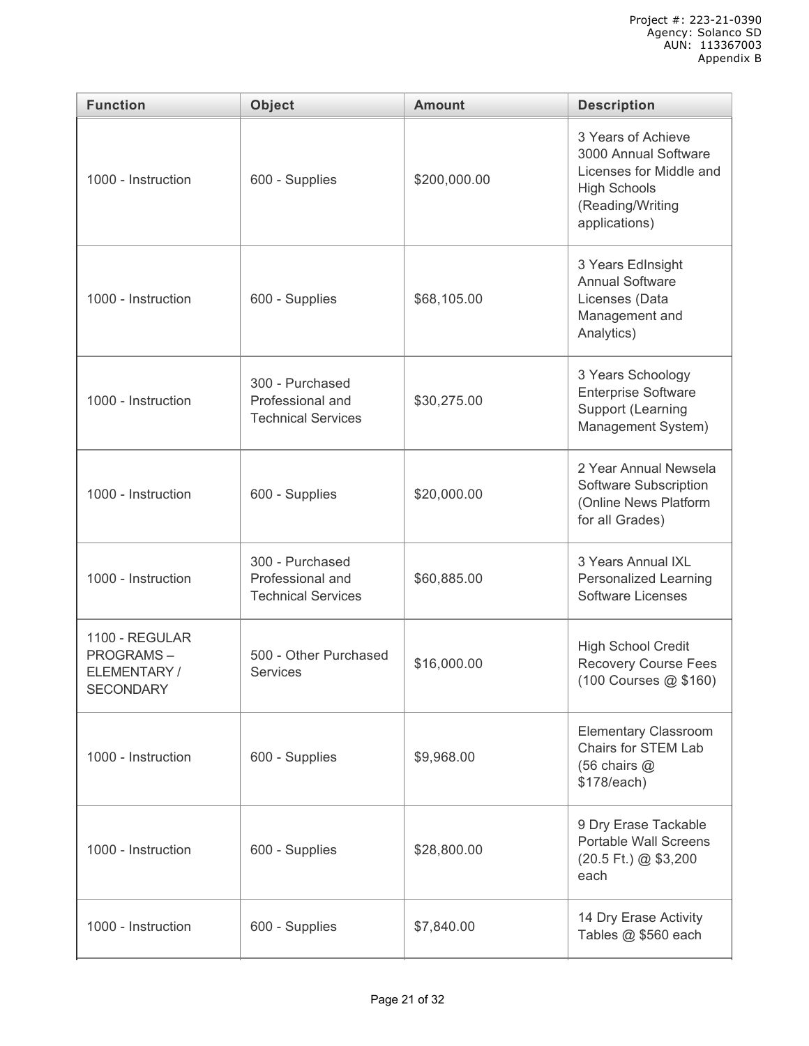| Function | Object | Amount | Description |
|---|---|---|---|
| 1000 - Instruction | 600 - Supplies | $200,000.00 | 3 Years of Achieve 3000 Annual Software Licenses for Middle and High Schools (Reading/Writing applications) |
| 1000 - Instruction | 600 - Supplies | $68,105.00 | 3 Years EdInsight Annual Software Licenses (Data Management and Analytics) |
| 1000 - Instruction | 300 - Purchased Professional and Technical Services | $30,275.00 | 3 Years Schoology Enterprise Software Support (Learning Management System) |
| 1000 - Instruction | 600 - Supplies | $20,000.00 | 2 Year Annual Newsela Software Subscription (Online News Platform for all Grades) |
| 1000 - Instruction | 300 - Purchased Professional and Technical Services | $60,885.00 | 3 Years Annual IXL Personalized Learning Software Licenses |
| 1100 - REGULAR PROGRAMS – ELEMENTARY / SECONDARY | 500 - Other Purchased Services | $16,000.00 | High School Credit Recovery Course Fees (100 Courses @ $160) |
| 1000 - Instruction | 600 - Supplies | $9,968.00 | Elementary Classroom Chairs for STEM Lab (56 chairs @ $178/each) |
| 1000 - Instruction | 600 - Supplies | $28,800.00 | 9 Dry Erase Tackable Portable Wall Screens (20.5 Ft.) @ $3,200 each |
| 1000 - Instruction | 600 - Supplies | $7,840.00 | 14 Dry Erase Activity Tables @ $560 each |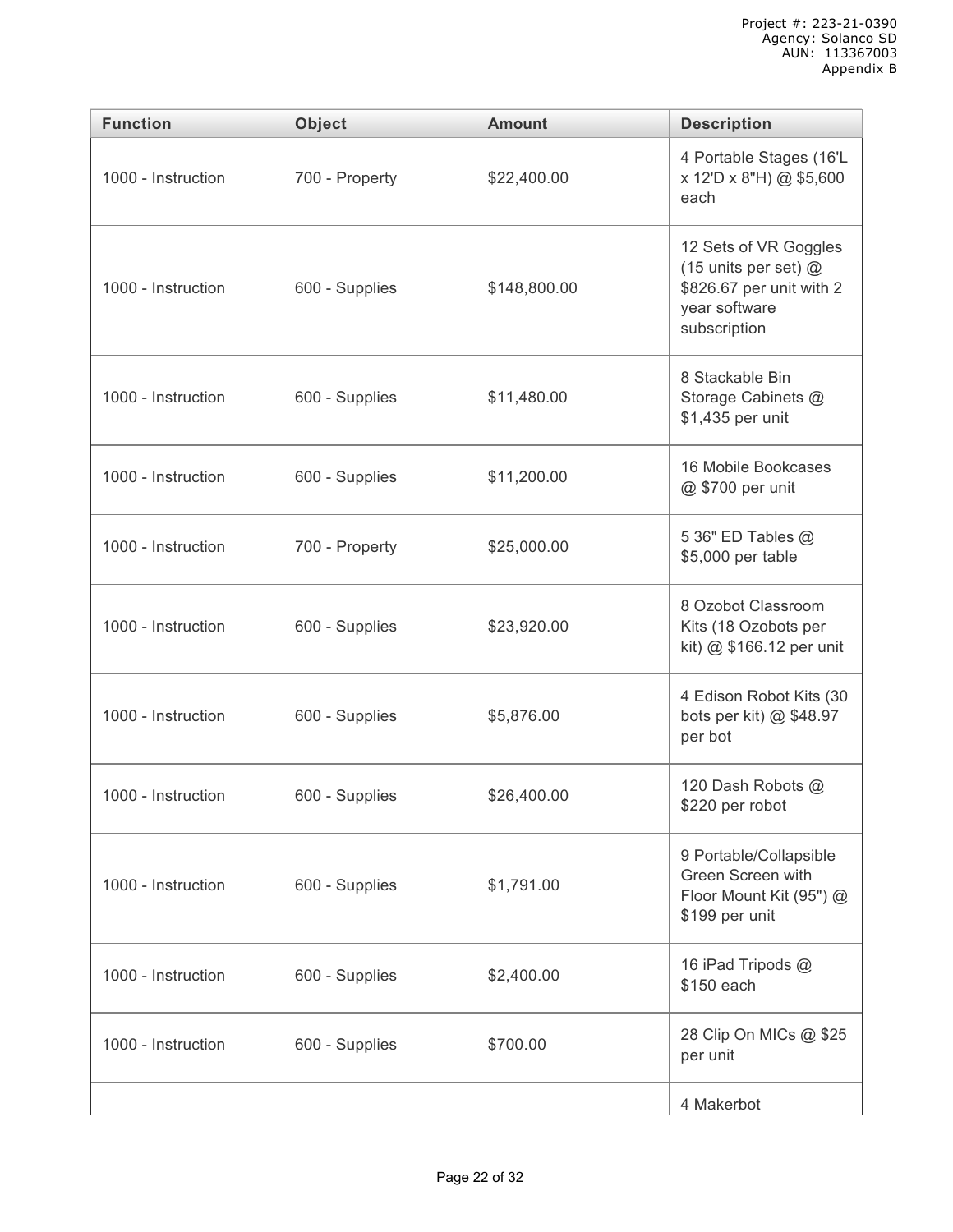Project #: 223-21-0390
Agency: Solanco SD
AUN: 113367003
Appendix B

| Function | Object | Amount | Description |
|---|---|---|---|
| 1000 - Instruction | 700 - Property | $22,400.00 | 4 Portable Stages (16'L x 12'D x 8"H) @ $5,600 each |
| 1000 - Instruction | 600 - Supplies | $148,800.00 | 12 Sets of VR Goggles (15 units per set) @ $826.67 per unit with 2 year software subscription |
| 1000 - Instruction | 600 - Supplies | $11,480.00 | 8 Stackable Bin Storage Cabinets @ $1,435 per unit |
| 1000 - Instruction | 600 - Supplies | $11,200.00 | 16 Mobile Bookcases @ $700 per unit |
| 1000 - Instruction | 700 - Property | $25,000.00 | 5 36" ED Tables @ $5,000 per table |
| 1000 - Instruction | 600 - Supplies | $23,920.00 | 8 Ozobot Classroom Kits (18 Ozobots per kit) @ $166.12 per unit |
| 1000 - Instruction | 600 - Supplies | $5,876.00 | 4 Edison Robot Kits (30 bots per kit) @ $48.97 per bot |
| 1000 - Instruction | 600 - Supplies | $26,400.00 | 120 Dash Robots @ $220 per robot |
| 1000 - Instruction | 600 - Supplies | $1,791.00 | 9 Portable/Collapsible Green Screen with Floor Mount Kit (95") @ $199 per unit |
| 1000 - Instruction | 600 - Supplies | $2,400.00 | 16 iPad Tripods @ $150 each |
| 1000 - Instruction | 600 - Supplies | $700.00 | 28 Clip On MICs @ $25 per unit |
| | | | 4 Makerbot |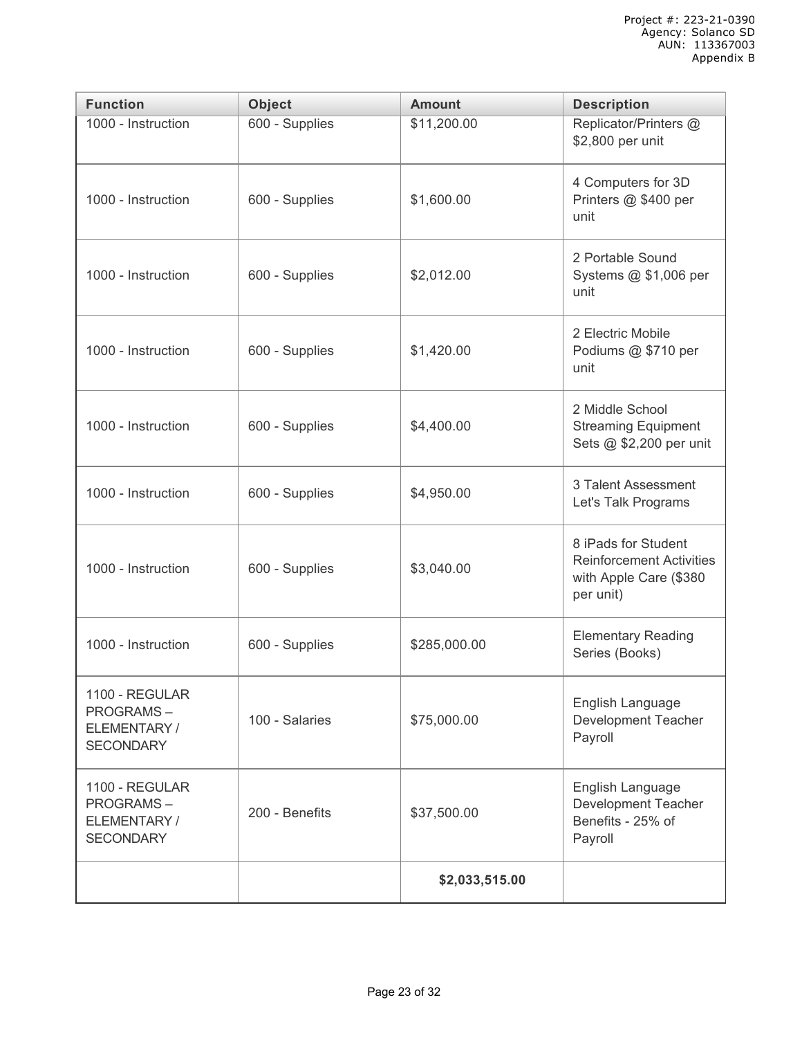| Function | Object | Amount | Description |
|---|---|---|---|
| 1000 - Instruction | 600 - Supplies | $11,200.00 | Replicator/Printers @ $2,800 per unit |
| 1000 - Instruction | 600 - Supplies | $1,600.00 | 4 Computers for 3D Printers @ $400 per unit |
| 1000 - Instruction | 600 - Supplies | $2,012.00 | 2 Portable Sound Systems @ $1,006 per unit |
| 1000 - Instruction | 600 - Supplies | $1,420.00 | 2 Electric Mobile Podiums @ $710 per unit |
| 1000 - Instruction | 600 - Supplies | $4,400.00 | 2 Middle School Streaming Equipment Sets @ $2,200 per unit |
| 1000 - Instruction | 600 - Supplies | $4,950.00 | 3 Talent Assessment Let's Talk Programs |
| 1000 - Instruction | 600 - Supplies | $3,040.00 | 8 iPads for Student Reinforcement Activities with Apple Care ($380 per unit) |
| 1000 - Instruction | 600 - Supplies | $285,000.00 | Elementary Reading Series (Books) |
| 1100 - REGULAR PROGRAMS – ELEMENTARY / SECONDARY | 100 - Salaries | $75,000.00 | English Language Development Teacher Payroll |
| 1100 - REGULAR PROGRAMS – ELEMENTARY / SECONDARY | 200 - Benefits | $37,500.00 | English Language Development Teacher Benefits - 25% of Payroll |
| | | **$2,033,515.00** | |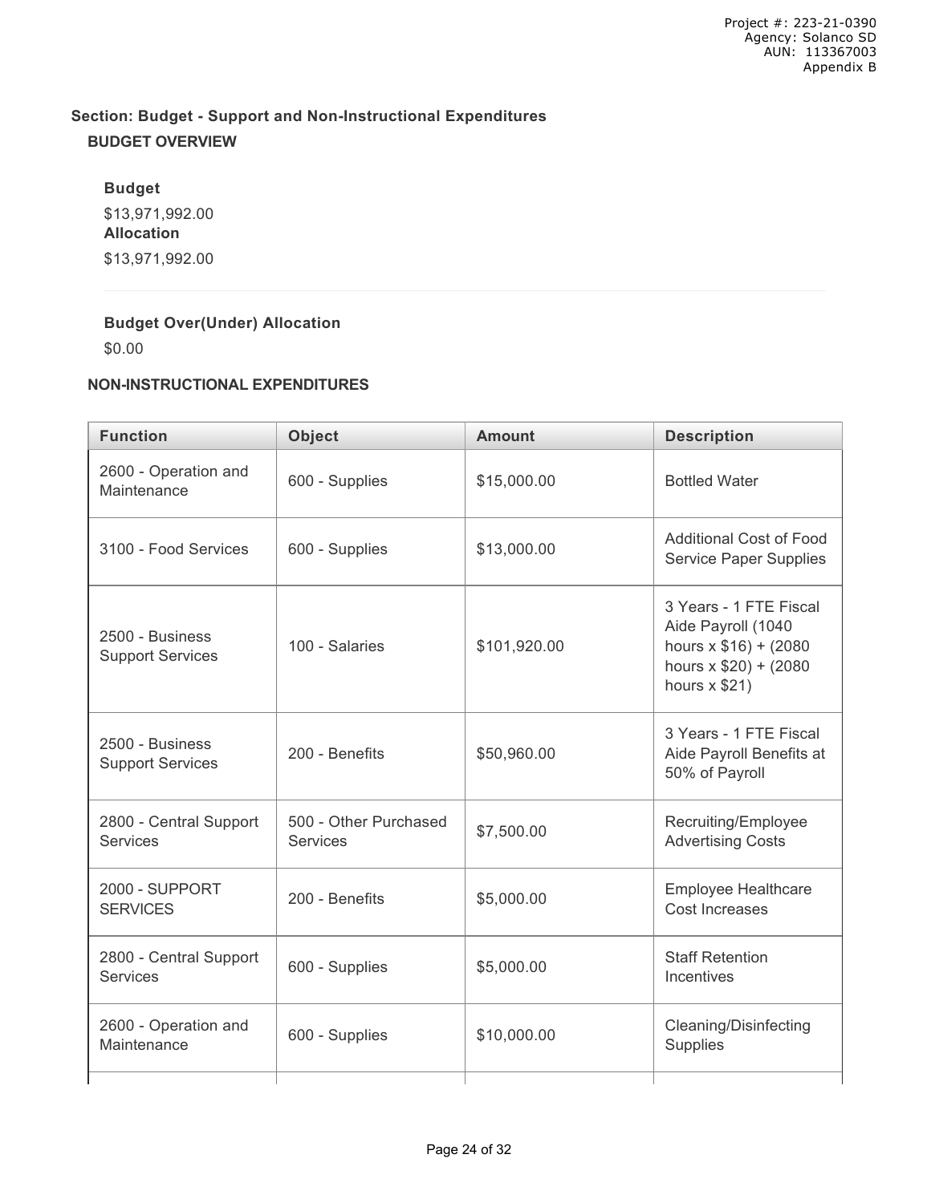## Section: Budget - Support and Non-Instructional Expenditures

### BUDGET OVERVIEW

**Budget**

$13,971,992.00

**Allocation**

$13,971,992.00

**Budget Over(Under) Allocation**

$0.00

### NON-INSTRUCTIONAL EXPENDITURES

| Function | Object | Amount | Description |
|---|---|---|---|
| 2600 - Operation and Maintenance | 600 - Supplies | $15,000.00 | Bottled Water |
| 3100 - Food Services | 600 - Supplies | $13,000.00 | Additional Cost of Food Service Paper Supplies |
| 2500 - Business Support Services | 100 - Salaries | $101,920.00 | 3 Years - 1 FTE Fiscal Aide Payroll (1040 hours x $16) + (2080 hours x $20) + (2080 hours x $21) |
| 2500 - Business Support Services | 200 - Benefits | $50,960.00 | 3 Years - 1 FTE Fiscal Aide Payroll Benefits at 50% of Payroll |
| 2800 - Central Support Services | 500 - Other Purchased Services | $7,500.00 | Recruiting/Employee Advertising Costs |
| 2000 - SUPPORT SERVICES | 200 - Benefits | $5,000.00 | Employee Healthcare Cost Increases |
| 2800 - Central Support Services | 600 - Supplies | $5,000.00 | Staff Retention Incentives |
| 2600 - Operation and Maintenance | 600 - Supplies | $10,000.00 | Cleaning/Disinfecting Supplies |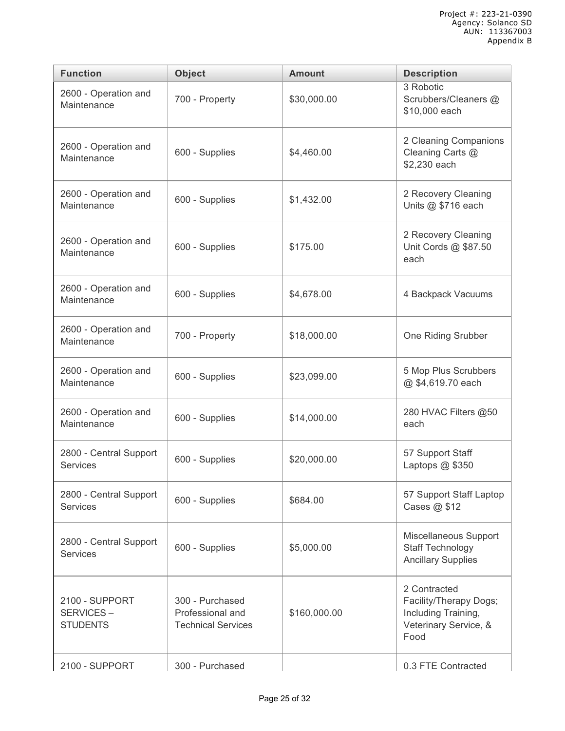Project #: 223-21-0390
Agency: Solanco SD
AUN: 113367003
Appendix B

| Function | Object | Amount | Description |
| --- | --- | --- | --- |
| 2600 - Operation and Maintenance | 700 - Property | $30,000.00 | 3 Robotic Scrubbers/Cleaners @ $10,000 each |
| 2600 - Operation and Maintenance | 600 - Supplies | $4,460.00 | 2 Cleaning Companions Cleaning Carts @ $2,230 each |
| 2600 - Operation and Maintenance | 600 - Supplies | $1,432.00 | 2 Recovery Cleaning Units @ $716 each |
| 2600 - Operation and Maintenance | 600 - Supplies | $175.00 | 2 Recovery Cleaning Unit Cords @ $87.50 each |
| 2600 - Operation and Maintenance | 600 - Supplies | $4,678.00 | 4 Backpack Vacuums |
| 2600 - Operation and Maintenance | 700 - Property | $18,000.00 | One Riding Srubber |
| 2600 - Operation and Maintenance | 600 - Supplies | $23,099.00 | 5 Mop Plus Scrubbers @ $4,619.70 each |
| 2600 - Operation and Maintenance | 600 - Supplies | $14,000.00 | 280 HVAC Filters @50 each |
| 2800 - Central Support Services | 600 - Supplies | $20,000.00 | 57 Support Staff Laptops @ $350 |
| 2800 - Central Support Services | 600 - Supplies | $684.00 | 57 Support Staff Laptop Cases @ $12 |
| 2800 - Central Support Services | 600 - Supplies | $5,000.00 | Miscellaneous Support Staff Technology Ancillary Supplies |
| 2100 - SUPPORT SERVICES – STUDENTS | 300 - Purchased Professional and Technical Services | $160,000.00 | 2 Contracted Facility/Therapy Dogs; Including Training, Veterinary Service, & Food |
| 2100 - SUPPORT | 300 - Purchased | | 0.3 FTE Contracted |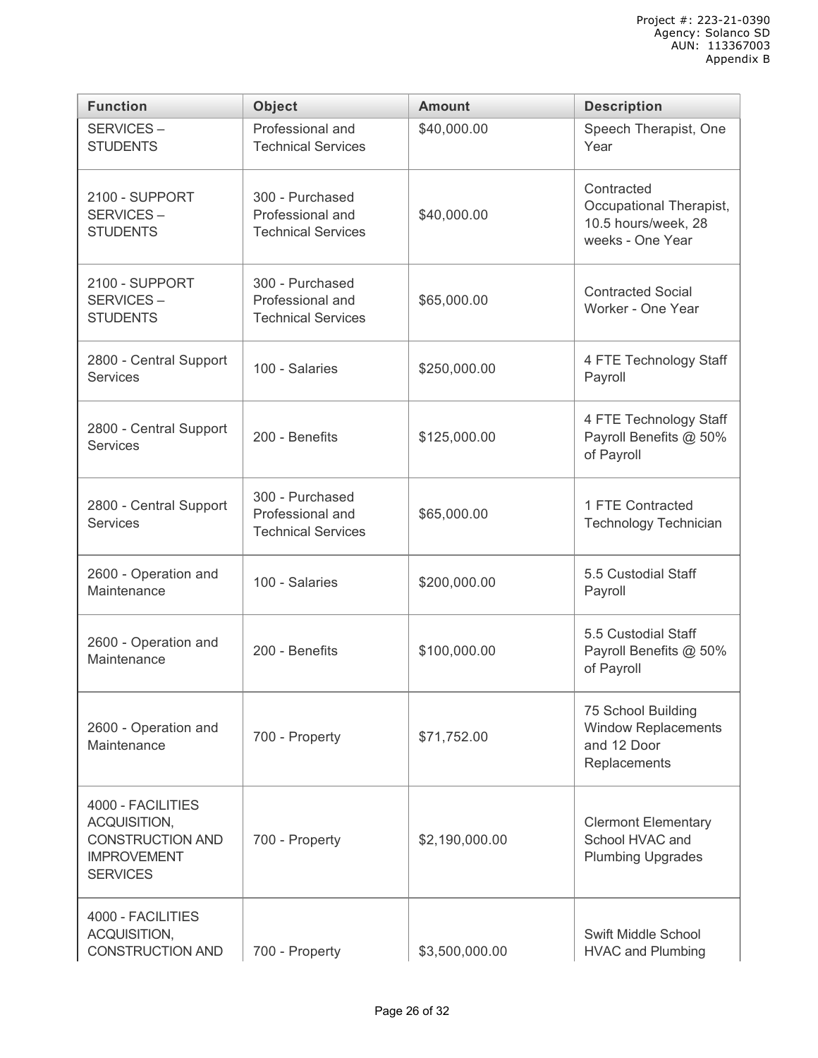| Function | Object | Amount | Description |
| --- | --- | --- | --- |
| SERVICES – STUDENTS | Professional and Technical Services | $40,000.00 | Speech Therapist, One Year |
| 2100 - SUPPORT SERVICES – STUDENTS | 300 - Purchased Professional and Technical Services | $40,000.00 | Contracted Occupational Therapist, 10.5 hours/week, 28 weeks - One Year |
| 2100 - SUPPORT SERVICES – STUDENTS | 300 - Purchased Professional and Technical Services | $65,000.00 | Contracted Social Worker - One Year |
| 2800 - Central Support Services | 100 - Salaries | $250,000.00 | 4 FTE Technology Staff Payroll |
| 2800 - Central Support Services | 200 - Benefits | $125,000.00 | 4 FTE Technology Staff Payroll Benefits @ 50% of Payroll |
| 2800 - Central Support Services | 300 - Purchased Professional and Technical Services | $65,000.00 | 1 FTE Contracted Technology Technician |
| 2600 - Operation and Maintenance | 100 - Salaries | $200,000.00 | 5.5 Custodial Staff Payroll |
| 2600 - Operation and Maintenance | 200 - Benefits | $100,000.00 | 5.5 Custodial Staff Payroll Benefits @ 50% of Payroll |
| 2600 - Operation and Maintenance | 700 - Property | $71,752.00 | 75 School Building Window Replacements and 12 Door Replacements |
| 4000 - FACILITIES ACQUISITION, CONSTRUCTION AND IMPROVEMENT SERVICES | 700 - Property | $2,190,000.00 | Clermont Elementary School HVAC and Plumbing Upgrades |
| 4000 - FACILITIES ACQUISITION, CONSTRUCTION AND | 700 - Property | $3,500,000.00 | Swift Middle School HVAC and Plumbing |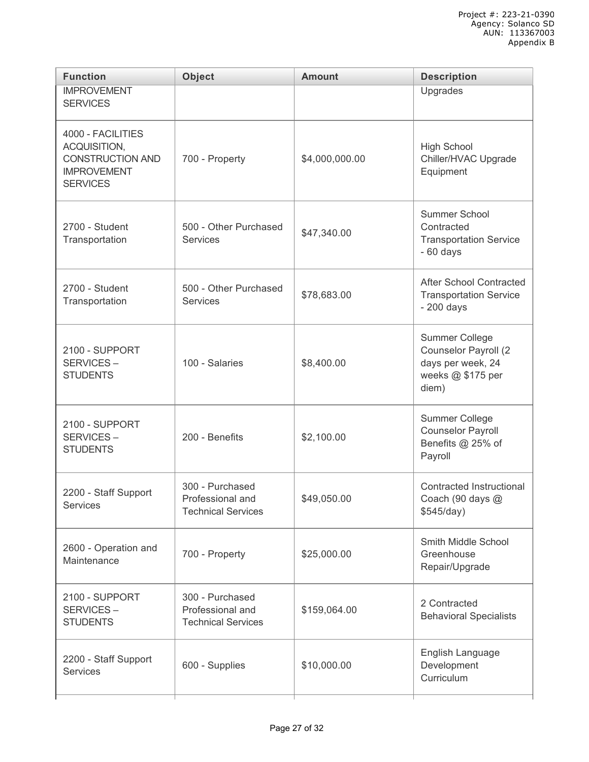| Function | Object | Amount | Description |
| --- | --- | --- | --- |
| IMPROVEMENT SERVICES | | | Upgrades |
| 4000 - FACILITIES ACQUISITION, CONSTRUCTION AND IMPROVEMENT SERVICES | 700 - Property | $4,000,000.00 | High School Chiller/HVAC Upgrade Equipment |
| 2700 - Student Transportation | 500 - Other Purchased Services | $47,340.00 | Summer School Contracted Transportation Service - 60 days |
| 2700 - Student Transportation | 500 - Other Purchased Services | $78,683.00 | After School Contracted Transportation Service - 200 days |
| 2100 - SUPPORT SERVICES – STUDENTS | 100 - Salaries | $8,400.00 | Summer College Counselor Payroll (2 days per week, 24 weeks @ $175 per diem) |
| 2100 - SUPPORT SERVICES – STUDENTS | 200 - Benefits | $2,100.00 | Summer College Counselor Payroll Benefits @ 25% of Payroll |
| 2200 - Staff Support Services | 300 - Purchased Professional and Technical Services | $49,050.00 | Contracted Instructional Coach (90 days @ $545/day) |
| 2600 - Operation and Maintenance | 700 - Property | $25,000.00 | Smith Middle School Greenhouse Repair/Upgrade |
| 2100 - SUPPORT SERVICES – STUDENTS | 300 - Purchased Professional and Technical Services | $159,064.00 | 2 Contracted Behavioral Specialists |
| 2200 - Staff Support Services | 600 - Supplies | $10,000.00 | English Language Development Curriculum |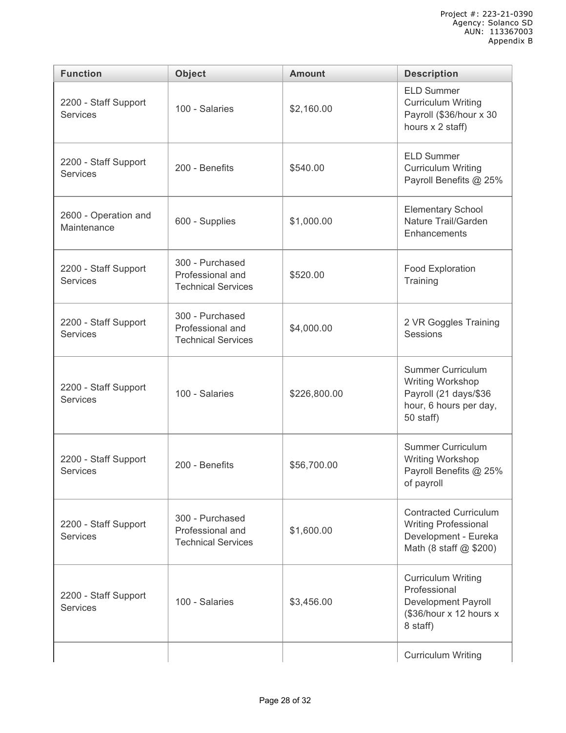| Function | Object | Amount | Description |
| --- | --- | --- | --- |
| 2200 - Staff Support Services | 100 - Salaries | $2,160.00 | ELD Summer Curriculum Writing Payroll ($36/hour x 30 hours x 2 staff) |
| 2200 - Staff Support Services | 200 - Benefits | $540.00 | ELD Summer Curriculum Writing Payroll Benefits @ 25% |
| 2600 - Operation and Maintenance | 600 - Supplies | $1,000.00 | Elementary School Nature Trail/Garden Enhancements |
| 2200 - Staff Support Services | 300 - Purchased Professional and Technical Services | $520.00 | Food Exploration Training |
| 2200 - Staff Support Services | 300 - Purchased Professional and Technical Services | $4,000.00 | 2 VR Goggles Training Sessions |
| 2200 - Staff Support Services | 100 - Salaries | $226,800.00 | Summer Curriculum Writing Workshop Payroll (21 days/$36 hour, 6 hours per day, 50 staff) |
| 2200 - Staff Support Services | 200 - Benefits | $56,700.00 | Summer Curriculum Writing Workshop Payroll Benefits @ 25% of payroll |
| 2200 - Staff Support Services | 300 - Purchased Professional and Technical Services | $1,600.00 | Contracted Curriculum Writing Professional Development - Eureka Math (8 staff @ $200) |
| 2200 - Staff Support Services | 100 - Salaries | $3,456.00 | Curriculum Writing Professional Development Payroll ($36/hour x 12 hours x 8 staff) |
| | | | Curriculum Writing |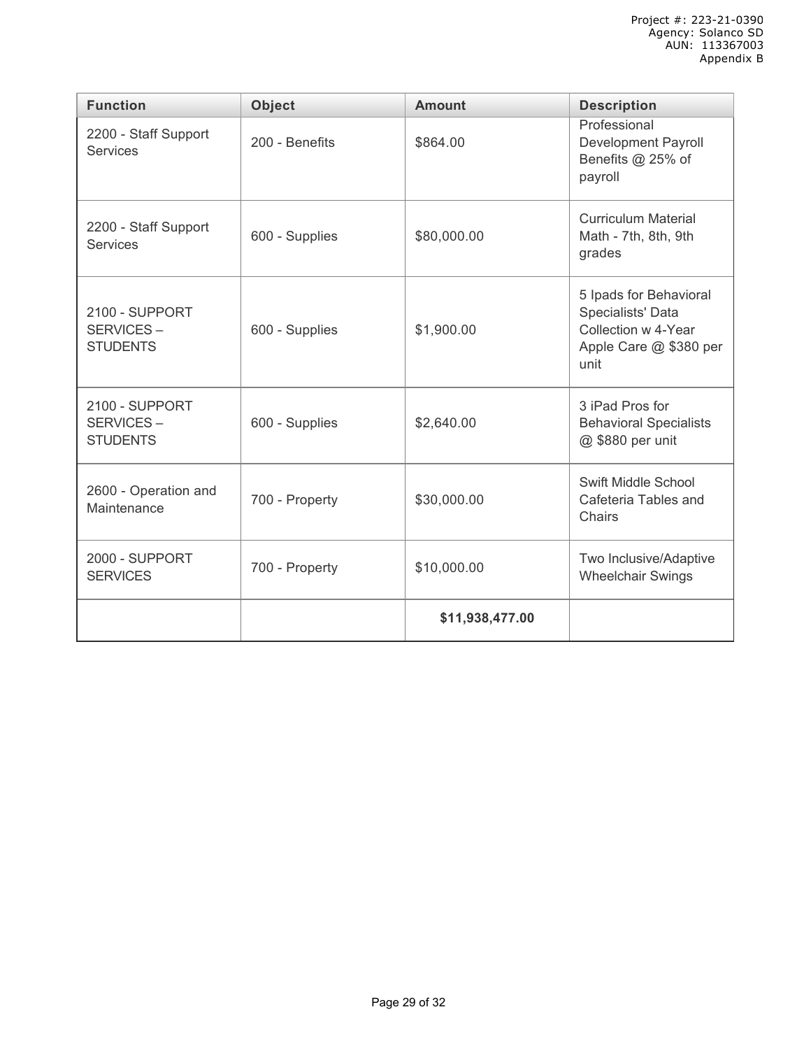| Function | Object | Amount | Description |
|---|---|---|---|
| 2200 - Staff Support Services | 200 - Benefits | $864.00 | Professional Development Payroll Benefits @ 25% of payroll |
| 2200 - Staff Support Services | 600 - Supplies | $80,000.00 | Curriculum Material Math - 7th, 8th, 9th grades |
| 2100 - SUPPORT SERVICES – STUDENTS | 600 - Supplies | $1,900.00 | 5 Ipads for Behavioral Specialists' Data Collection w 4-Year Apple Care @ $380 per unit |
| 2100 - SUPPORT SERVICES – STUDENTS | 600 - Supplies | $2,640.00 | 3 iPad Pros for Behavioral Specialists @ $880 per unit |
| 2600 - Operation and Maintenance | 700 - Property | $30,000.00 | Swift Middle School Cafeteria Tables and Chairs |
| 2000 - SUPPORT SERVICES | 700 - Property | $10,000.00 | Two Inclusive/Adaptive Wheelchair Swings |
| | | **$11,938,477.00** | |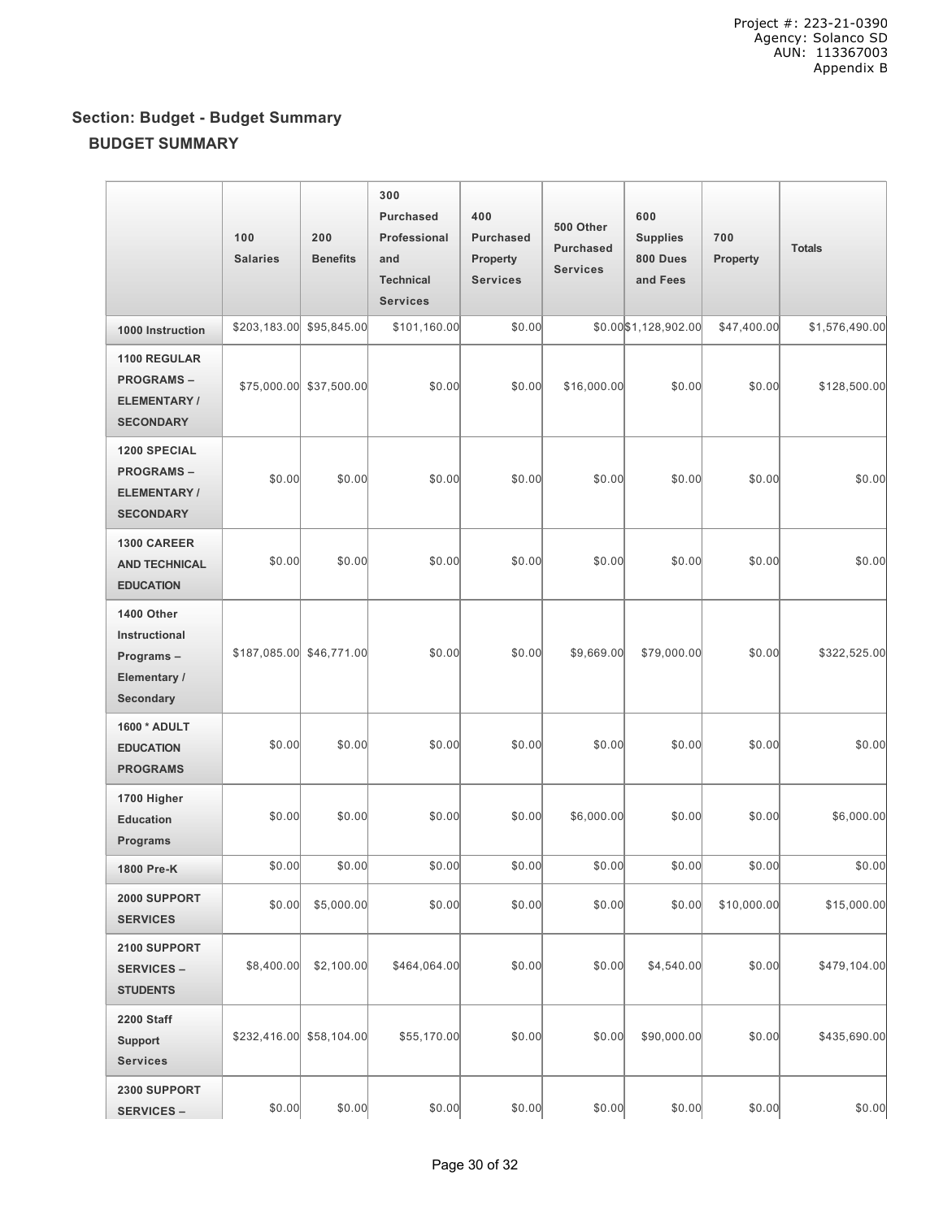Project #: 223-21-0390
Agency: Solanco SD
AUN: 113367003
Appendix B

## Section: Budget - Budget Summary

### BUDGET SUMMARY

| | 100 Salaries | 200 Benefits | 300 Purchased Professional and Technical Services | 400 Purchased Property Services | 500 Other Purchased Services | 600 Supplies 800 Dues and Fees | 700 Property | Totals |
|---|---|---|---|---|---|---|---|---|
| **1000 Instruction** | $203,183.00 | $95,845.00 | $101,160.00 | $0.00 | $0.00 | $1,128,902.00 | $47,400.00 | $1,576,490.00 |
| **1100 REGULAR PROGRAMS – ELEMENTARY / SECONDARY** | $75,000.00 | $37,500.00 | $0.00 | $0.00 | $16,000.00 | $0.00 | $0.00 | $128,500.00 |
| **1200 SPECIAL PROGRAMS – ELEMENTARY / SECONDARY** | $0.00 | $0.00 | $0.00 | $0.00 | $0.00 | $0.00 | $0.00 | $0.00 |
| **1300 CAREER AND TECHNICAL EDUCATION** | $0.00 | $0.00 | $0.00 | $0.00 | $0.00 | $0.00 | $0.00 | $0.00 |
| **1400 Other Instructional Programs – Elementary / Secondary** | $187,085.00 | $46,771.00 | $0.00 | $0.00 | $9,669.00 | $79,000.00 | $0.00 | $322,525.00 |
| **1600 * ADULT EDUCATION PROGRAMS** | $0.00 | $0.00 | $0.00 | $0.00 | $0.00 | $0.00 | $0.00 | $0.00 |
| **1700 Higher Education Programs** | $0.00 | $0.00 | $0.00 | $0.00 | $6,000.00 | $0.00 | $0.00 | $6,000.00 |
| **1800 Pre-K** | $0.00 | $0.00 | $0.00 | $0.00 | $0.00 | $0.00 | $0.00 | $0.00 |
| **2000 SUPPORT SERVICES** | $0.00 | $5,000.00 | $0.00 | $0.00 | $0.00 | $0.00 | $10,000.00 | $15,000.00 |
| **2100 SUPPORT SERVICES – STUDENTS** | $8,400.00 | $2,100.00 | $464,064.00 | $0.00 | $0.00 | $4,540.00 | $0.00 | $479,104.00 |
| **2200 Staff Support Services** | $232,416.00 | $58,104.00 | $55,170.00 | $0.00 | $0.00 | $90,000.00 | $0.00 | $435,690.00 |
| **2300 SUPPORT SERVICES –** | $0.00 | $0.00 | $0.00 | $0.00 | $0.00 | $0.00 | $0.00 | $0.00 |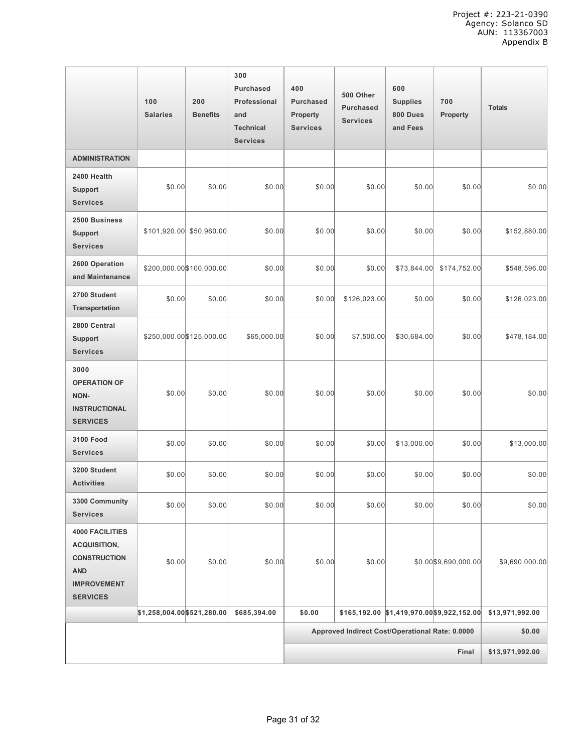Project #: 223-21-0390
Agency: Solanco SD
AUN: 113367003
Appendix B

| | 100 Salaries | 200 Benefits | 300 Purchased Professional and Technical Services | 400 Purchased Property Services | 500 Other Purchased Services | 600 Supplies 800 Dues and Fees | 700 Property | Totals |
|---|---|---|---|---|---|---|---|---|
| **ADMINISTRATION** | | | | | | | | |
| **2400 Health Support Services** | $0.00 | $0.00 | $0.00 | $0.00 | $0.00 | $0.00 | $0.00 | $0.00 |
| **2500 Business Support Services** | $101,920.00 | $50,960.00 | $0.00 | $0.00 | $0.00 | $0.00 | $0.00 | $152,880.00 |
| **2600 Operation and Maintenance** | $200,000.00 | $100,000.00 | $0.00 | $0.00 | $0.00 | $73,844.00 | $174,752.00 | $548,596.00 |
| **2700 Student Transportation** | $0.00 | $0.00 | $0.00 | $0.00 | $126,023.00 | $0.00 | $0.00 | $126,023.00 |
| **2800 Central Support Services** | $250,000.00 | $125,000.00 | $65,000.00 | $0.00 | $7,500.00 | $30,684.00 | $0.00 | $478,184.00 |
| **3000 OPERATION OF NON-INSTRUCTIONAL SERVICES** | $0.00 | $0.00 | $0.00 | $0.00 | $0.00 | $0.00 | $0.00 | $0.00 |
| **3100 Food Services** | $0.00 | $0.00 | $0.00 | $0.00 | $0.00 | $13,000.00 | $0.00 | $13,000.00 |
| **3200 Student Activities** | $0.00 | $0.00 | $0.00 | $0.00 | $0.00 | $0.00 | $0.00 | $0.00 |
| **3300 Community Services** | $0.00 | $0.00 | $0.00 | $0.00 | $0.00 | $0.00 | $0.00 | $0.00 |
| **4000 FACILITIES ACQUISITION, CONSTRUCTION AND IMPROVEMENT SERVICES** | $0.00 | $0.00 | $0.00 | $0.00 | $0.00 | $0.00 | $9,690,000.00 | $9,690,000.00 |
| | **$1,258,004.00** | **$521,280.00** | **$685,394.00** | **$0.00** | **$165,192.00** | **$1,419,970.00** | **$9,922,152.00** | **$13,971,992.00** |
| | | | | **Approved Indirect Cost/Operational Rate: 0.0000** | | | | **$0.00** |
| | | | | | | | **Final** | **$13,971,992.00** |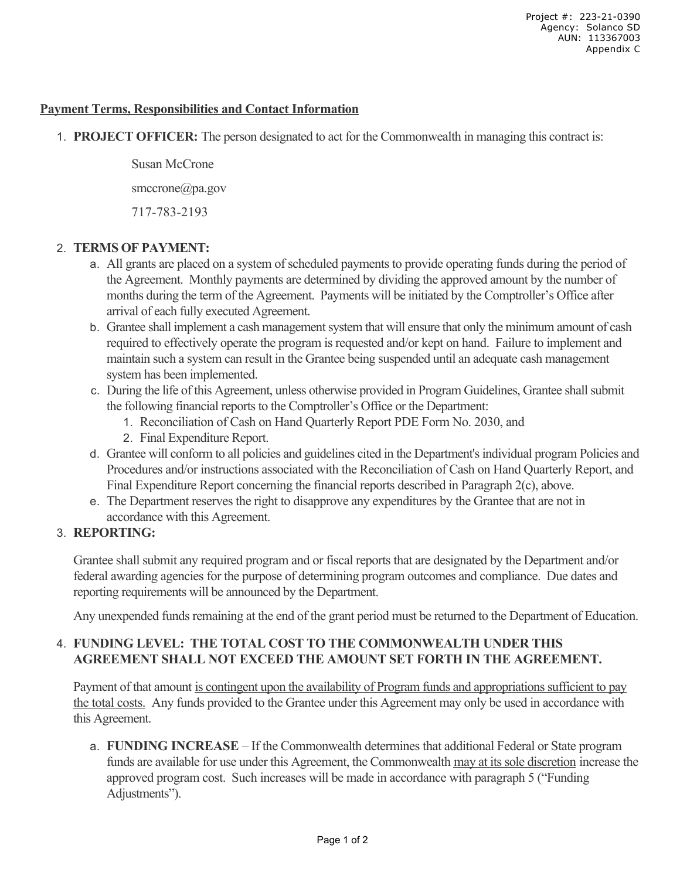Project #: 223-21-0390
Agency: Solanco SD
AUN: 113367003
Appendix C

**Payment Terms, Responsibilities and Contact Information**

1. **PROJECT OFFICER:** The person designated to act for the Commonwealth in managing this contract is:

   Susan McCrone

   smccrone@pa.gov

   717-783-2193

2. **TERMS OF PAYMENT:**
   a. All grants are placed on a system of scheduled payments to provide operating funds during the period of the Agreement. Monthly payments are determined by dividing the approved amount by the number of months during the term of the Agreement. Payments will be initiated by the Comptroller's Office after arrival of each fully executed Agreement.
   b. Grantee shall implement a cash management system that will ensure that only the minimum amount of cash required to effectively operate the program is requested and/or kept on hand. Failure to implement and maintain such a system can result in the Grantee being suspended until an adequate cash management system has been implemented.
   c. During the life of this Agreement, unless otherwise provided in Program Guidelines, Grantee shall submit the following financial reports to the Comptroller's Office or the Department:
      1. Reconciliation of Cash on Hand Quarterly Report PDE Form No. 2030, and
      2. Final Expenditure Report.
   d. Grantee will conform to all policies and guidelines cited in the Department's individual program Policies and Procedures and/or instructions associated with the Reconciliation of Cash on Hand Quarterly Report, and Final Expenditure Report concerning the financial reports described in Paragraph 2(c), above.
   e. The Department reserves the right to disapprove any expenditures by the Grantee that are not in accordance with this Agreement.

3. **REPORTING:**

   Grantee shall submit any required program and or fiscal reports that are designated by the Department and/or federal awarding agencies for the purpose of determining program outcomes and compliance. Due dates and reporting requirements will be announced by the Department.

   Any unexpended funds remaining at the end of the grant period must be returned to the Department of Education.

4. **FUNDING LEVEL: THE TOTAL COST TO THE COMMONWEALTH UNDER THIS AGREEMENT SHALL NOT EXCEED THE AMOUNT SET FORTH IN THE AGREEMENT.**

   Payment of that amount is contingent upon the availability of Program funds and appropriations sufficient to pay the total costs. Any funds provided to the Grantee under this Agreement may only be used in accordance with this Agreement.

   a. **FUNDING INCREASE** – If the Commonwealth determines that additional Federal or State program funds are available for use under this Agreement, the Commonwealth may at its sole discretion increase the approved program cost. Such increases will be made in accordance with paragraph 5 ("Funding Adjustments").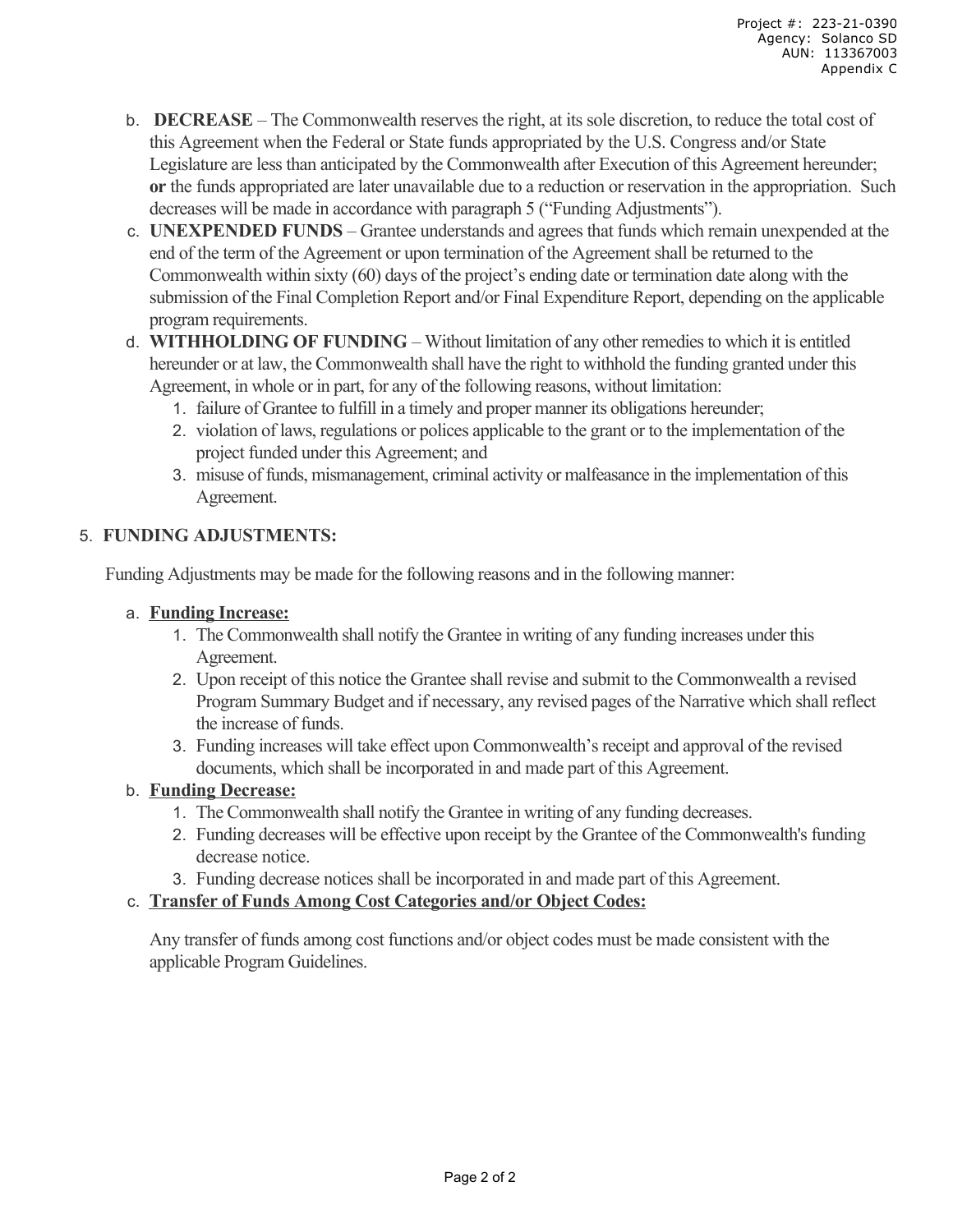b. **DECREASE** – The Commonwealth reserves the right, at its sole discretion, to reduce the total cost of this Agreement when the Federal or State funds appropriated by the U.S. Congress and/or State Legislature are less than anticipated by the Commonwealth after Execution of this Agreement hereunder; **or** the funds appropriated are later unavailable due to a reduction or reservation in the appropriation. Such decreases will be made in accordance with paragraph 5 ("Funding Adjustments").

c. **UNEXPENDED FUNDS** – Grantee understands and agrees that funds which remain unexpended at the end of the term of the Agreement or upon termination of the Agreement shall be returned to the Commonwealth within sixty (60) days of the project's ending date or termination date along with the submission of the Final Completion Report and/or Final Expenditure Report, depending on the applicable program requirements.

d. **WITHHOLDING OF FUNDING** – Without limitation of any other remedies to which it is entitled hereunder or at law, the Commonwealth shall have the right to withhold the funding granted under this Agreement, in whole or in part, for any of the following reasons, without limitation:
   1. failure of Grantee to fulfill in a timely and proper manner its obligations hereunder;
   2. violation of laws, regulations or polices applicable to the grant or to the implementation of the project funded under this Agreement; and
   3. misuse of funds, mismanagement, criminal activity or malfeasance in the implementation of this Agreement.

5. **FUNDING ADJUSTMENTS:**

Funding Adjustments may be made for the following reasons and in the following manner:

a. **<u>Funding Increase:</u>**
   1. The Commonwealth shall notify the Grantee in writing of any funding increases under this Agreement.
   2. Upon receipt of this notice the Grantee shall revise and submit to the Commonwealth a revised Program Summary Budget and if necessary, any revised pages of the Narrative which shall reflect the increase of funds.
   3. Funding increases will take effect upon Commonwealth's receipt and approval of the revised documents, which shall be incorporated in and made part of this Agreement.

b. **<u>Funding Decrease:</u>**
   1. The Commonwealth shall notify the Grantee in writing of any funding decreases.
   2. Funding decreases will be effective upon receipt by the Grantee of the Commonwealth's funding decrease notice.
   3. Funding decrease notices shall be incorporated in and made part of this Agreement.

c. **<u>Transfer of Funds Among Cost Categories and/or Object Codes:</u>**

   Any transfer of funds among cost functions and/or object codes must be made consistent with the applicable Program Guidelines.